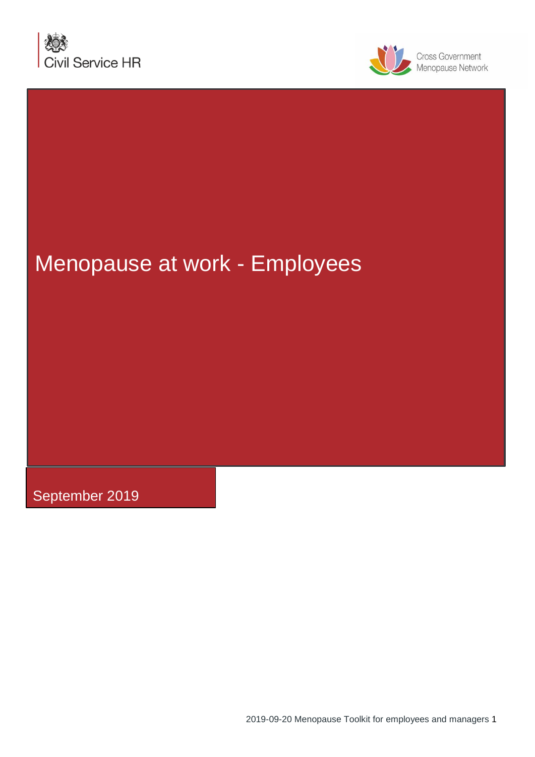Civil Service HR

Cross Government Menopause Network

# Menopause at work - Employees

September 2019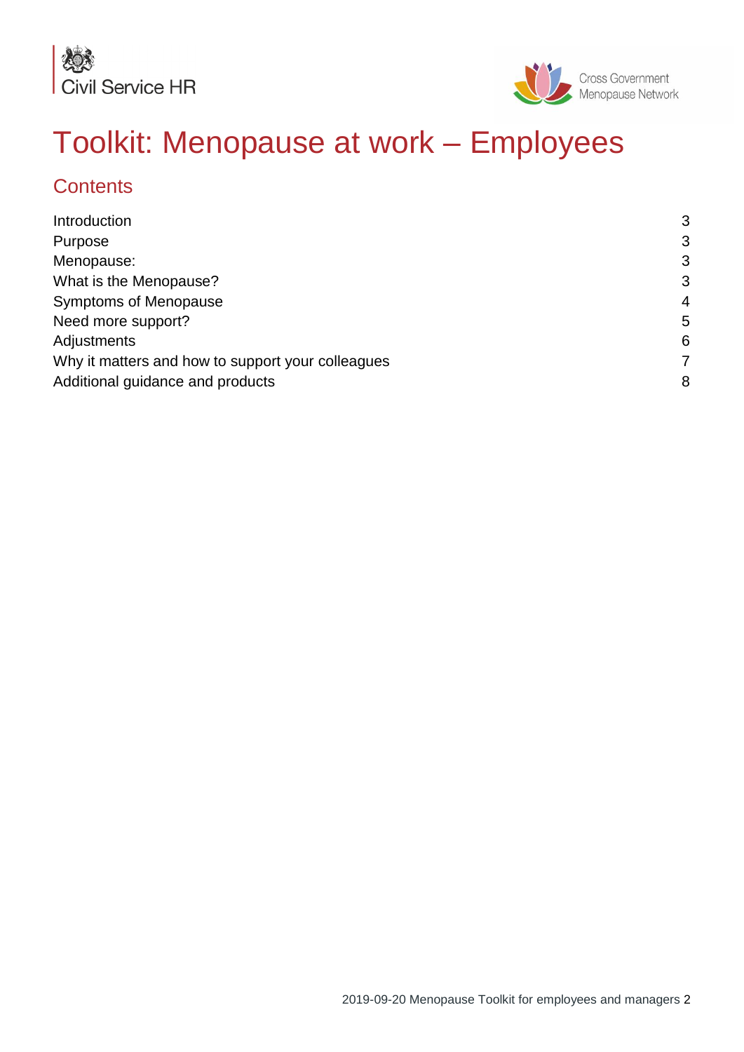# Toolkit: Menopause at work – Employees

## Contents

| | |
|---|---|
| Introduction | 3 |
| Purpose | 3 |
| Menopause: | 3 |
| What is the Menopause? | 3 |
| Symptoms of Menopause | 4 |
| Need more support? | 5 |
| Adjustments | 6 |
| Why it matters and how to support your colleagues | 7 |
| Additional guidance and products | 8 |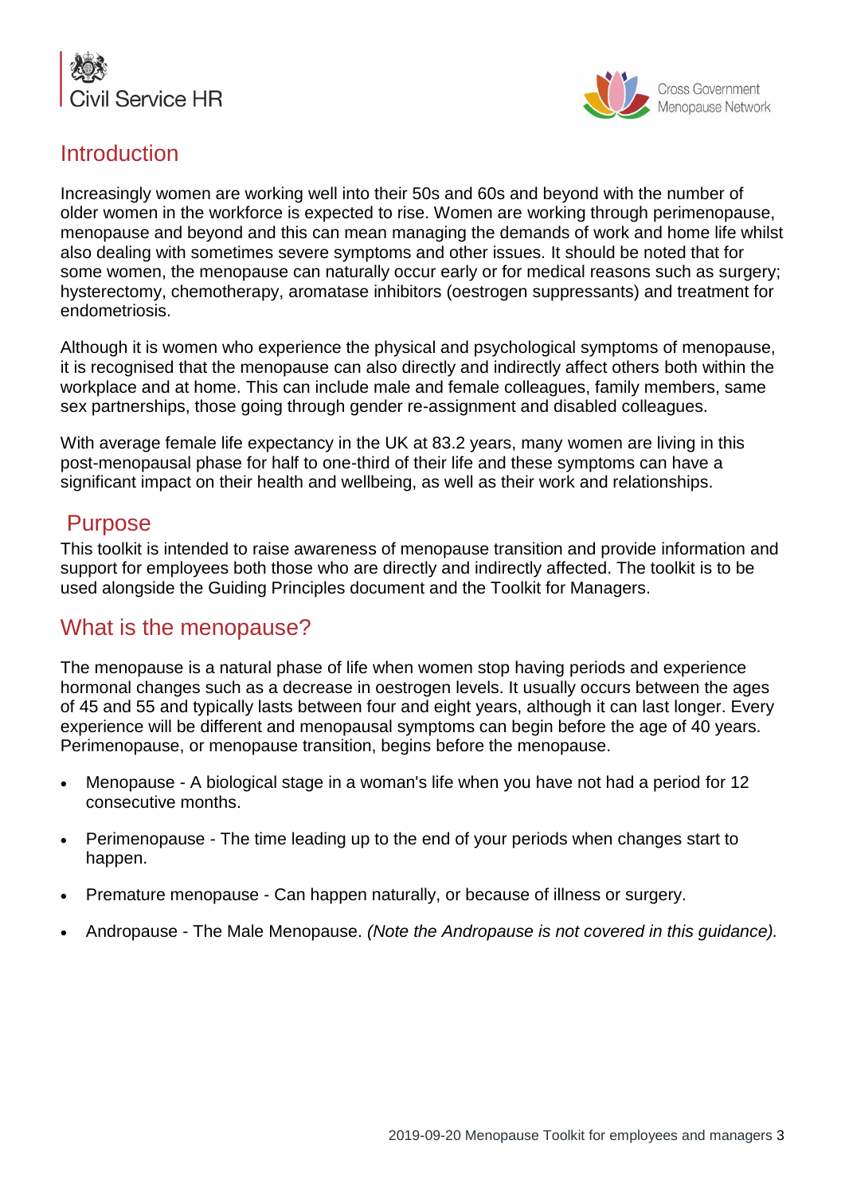## Introduction

Increasingly women are working well into their 50s and 60s and beyond with the number of older women in the workforce is expected to rise. Women are working through perimenopause, menopause and beyond and this can mean managing the demands of work and home life whilst also dealing with sometimes severe symptoms and other issues. It should be noted that for some women, the menopause can naturally occur early or for medical reasons such as surgery; hysterectomy, chemotherapy, aromatase inhibitors (oestrogen suppressants) and treatment for endometriosis.

Although it is women who experience the physical and psychological symptoms of menopause, it is recognised that the menopause can also directly and indirectly affect others both within the workplace and at home. This can include male and female colleagues, family members, same sex partnerships, those going through gender re-assignment and disabled colleagues.

With average female life expectancy in the UK at 83.2 years, many women are living in this post-menopausal phase for half to one-third of their life and these symptoms can have a significant impact on their health and wellbeing, as well as their work and relationships.

## Purpose

This toolkit is intended to raise awareness of menopause transition and provide information and support for employees both those who are directly and indirectly affected. The toolkit is to be used alongside the Guiding Principles document and the Toolkit for Managers.

## What is the menopause?

The menopause is a natural phase of life when women stop having periods and experience hormonal changes such as a decrease in oestrogen levels. It usually occurs between the ages of 45 and 55 and typically lasts between four and eight years, although it can last longer. Every experience will be different and menopausal symptoms can begin before the age of 40 years. Perimenopause, or menopause transition, begins before the menopause.

- Menopause - A biological stage in a woman's life when you have not had a period for 12 consecutive months.
- Perimenopause - The time leading up to the end of your periods when changes start to happen.
- Premature menopause - Can happen naturally, or because of illness or surgery.
- Andropause - The Male Menopause. *(Note the Andropause is not covered in this guidance).*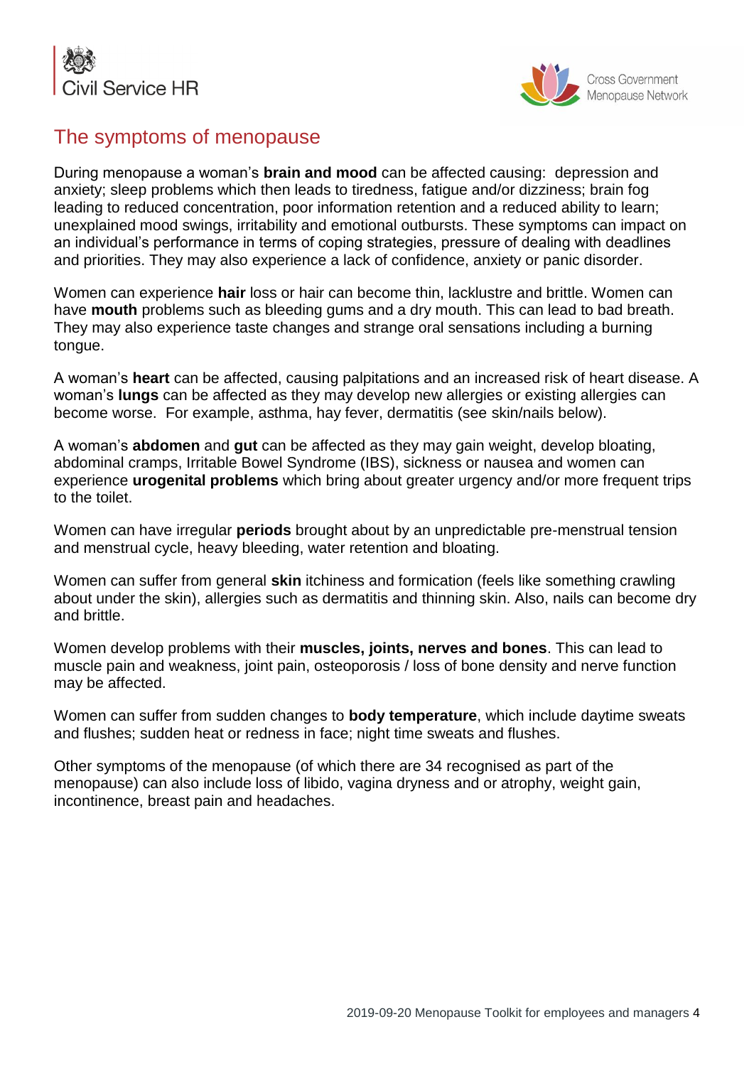# The symptoms of menopause

During menopause a woman's **brain and mood** can be affected causing: depression and anxiety; sleep problems which then leads to tiredness, fatigue and/or dizziness; brain fog leading to reduced concentration, poor information retention and a reduced ability to learn; unexplained mood swings, irritability and emotional outbursts. These symptoms can impact on an individual's performance in terms of coping strategies, pressure of dealing with deadlines and priorities. They may also experience a lack of confidence, anxiety or panic disorder.

Women can experience **hair** loss or hair can become thin, lacklustre and brittle. Women can have **mouth** problems such as bleeding gums and a dry mouth. This can lead to bad breath. They may also experience taste changes and strange oral sensations including a burning tongue.

A woman's **heart** can be affected, causing palpitations and an increased risk of heart disease. A woman's **lungs** can be affected as they may develop new allergies or existing allergies can become worse. For example, asthma, hay fever, dermatitis (see skin/nails below).

A woman's **abdomen** and **gut** can be affected as they may gain weight, develop bloating, abdominal cramps, Irritable Bowel Syndrome (IBS), sickness or nausea and women can experience **urogenital problems** which bring about greater urgency and/or more frequent trips to the toilet.

Women can have irregular **periods** brought about by an unpredictable pre-menstrual tension and menstrual cycle, heavy bleeding, water retention and bloating.

Women can suffer from general **skin** itchiness and formication (feels like something crawling about under the skin), allergies such as dermatitis and thinning skin. Also, nails can become dry and brittle.

Women develop problems with their **muscles, joints, nerves and bones**. This can lead to muscle pain and weakness, joint pain, osteoporosis / loss of bone density and nerve function may be affected.

Women can suffer from sudden changes to **body temperature**, which include daytime sweats and flushes; sudden heat or redness in face; night time sweats and flushes.

Other symptoms of the menopause (of which there are 34 recognised as part of the menopause) can also include loss of libido, vagina dryness and or atrophy, weight gain, incontinence, breast pain and headaches.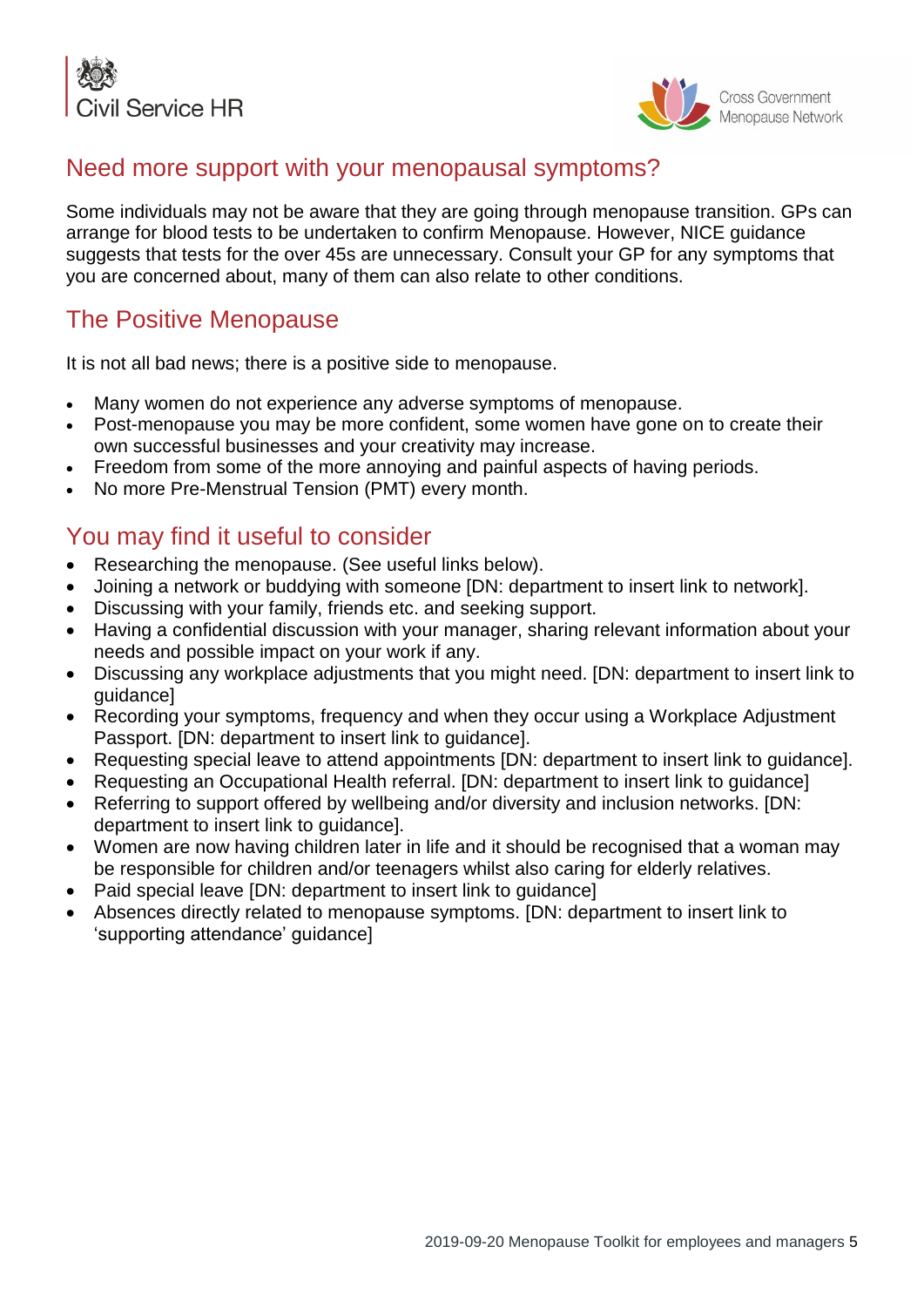## Need more support with your menopausal symptoms?

Some individuals may not be aware that they are going through menopause transition. GPs can arrange for blood tests to be undertaken to confirm Menopause. However, NICE guidance suggests that tests for the over 45s are unnecessary. Consult your GP for any symptoms that you are concerned about, many of them can also relate to other conditions.

## The Positive Menopause

It is not all bad news; there is a positive side to menopause.

- Many women do not experience any adverse symptoms of menopause.
- Post-menopause you may be more confident, some women have gone on to create their own successful businesses and your creativity may increase.
- Freedom from some of the more annoying and painful aspects of having periods.
- No more Pre-Menstrual Tension (PMT) every month.

## You may find it useful to consider

- Researching the menopause. (See useful links below).
- Joining a network or buddying with someone [DN: department to insert link to network].
- Discussing with your family, friends etc. and seeking support.
- Having a confidential discussion with your manager, sharing relevant information about your needs and possible impact on your work if any.
- Discussing any workplace adjustments that you might need. [DN: department to insert link to guidance]
- Recording your symptoms, frequency and when they occur using a Workplace Adjustment Passport. [DN: department to insert link to guidance].
- Requesting special leave to attend appointments [DN: department to insert link to guidance].
- Requesting an Occupational Health referral. [DN: department to insert link to guidance]
- Referring to support offered by wellbeing and/or diversity and inclusion networks. [DN: department to insert link to guidance].
- Women are now having children later in life and it should be recognised that a woman may be responsible for children and/or teenagers whilst also caring for elderly relatives.
- Paid special leave [DN: department to insert link to guidance]
- Absences directly related to menopause symptoms. [DN: department to insert link to 'supporting attendance' guidance]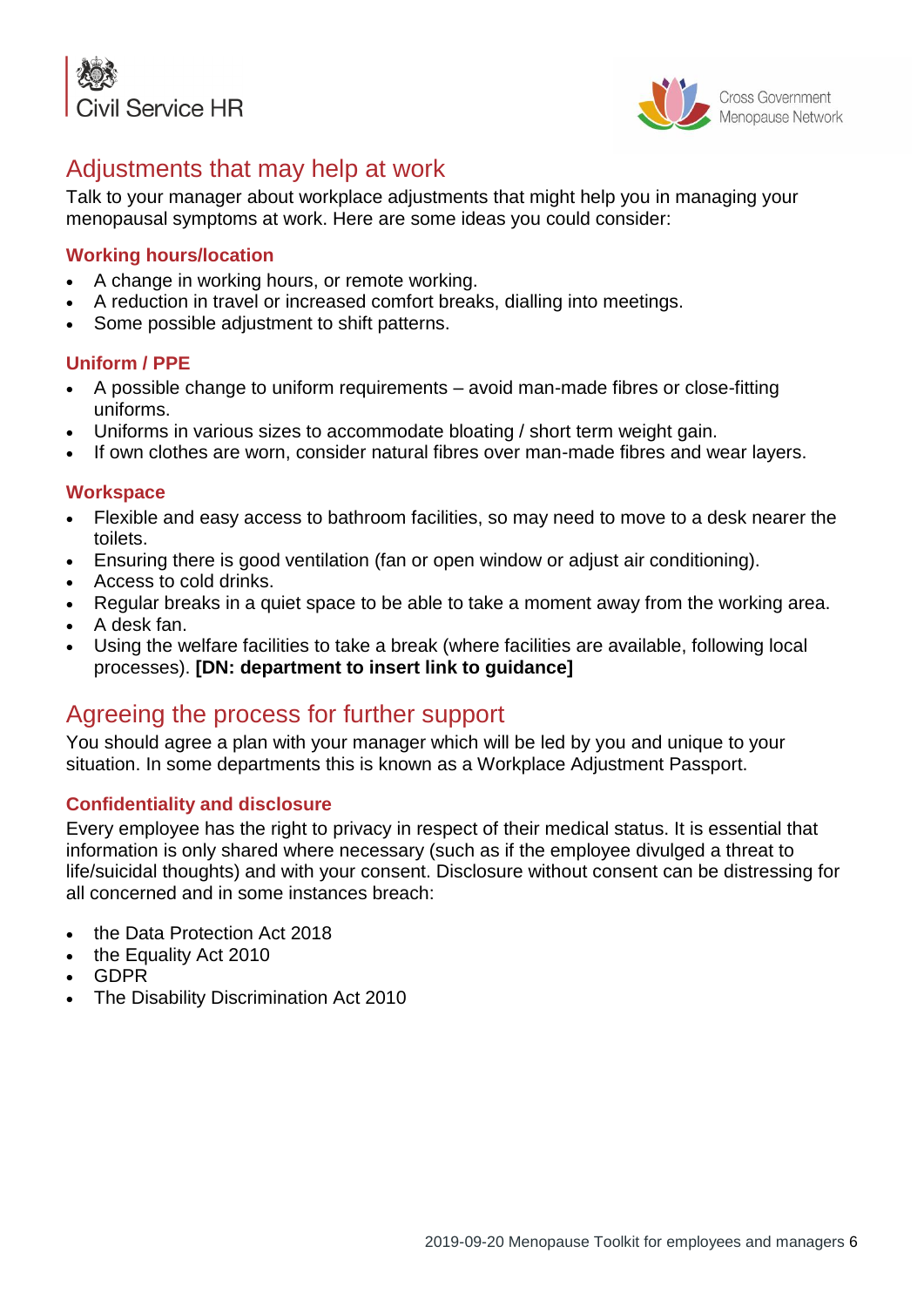## Adjustments that may help at work

Talk to your manager about workplace adjustments that might help you in managing your menopausal symptoms at work. Here are some ideas you could consider:

### Working hours/location

- A change in working hours, or remote working.
- A reduction in travel or increased comfort breaks, dialling into meetings.
- Some possible adjustment to shift patterns.

### Uniform / PPE

- A possible change to uniform requirements – avoid man-made fibres or close-fitting uniforms.
- Uniforms in various sizes to accommodate bloating / short term weight gain.
- If own clothes are worn, consider natural fibres over man-made fibres and wear layers.

### Workspace

- Flexible and easy access to bathroom facilities, so may need to move to a desk nearer the toilets.
- Ensuring there is good ventilation (fan or open window or adjust air conditioning).
- Access to cold drinks.
- Regular breaks in a quiet space to be able to take a moment away from the working area.
- A desk fan.
- Using the welfare facilities to take a break (where facilities are available, following local processes). **[DN: department to insert link to guidance]**

## Agreeing the process for further support

You should agree a plan with your manager which will be led by you and unique to your situation. In some departments this is known as a Workplace Adjustment Passport.

### Confidentiality and disclosure

Every employee has the right to privacy in respect of their medical status. It is essential that information is only shared where necessary (such as if the employee divulged a threat to life/suicidal thoughts) and with your consent. Disclosure without consent can be distressing for all concerned and in some instances breach:

- the Data Protection Act 2018
- the Equality Act 2010
- GDPR
- The Disability Discrimination Act 2010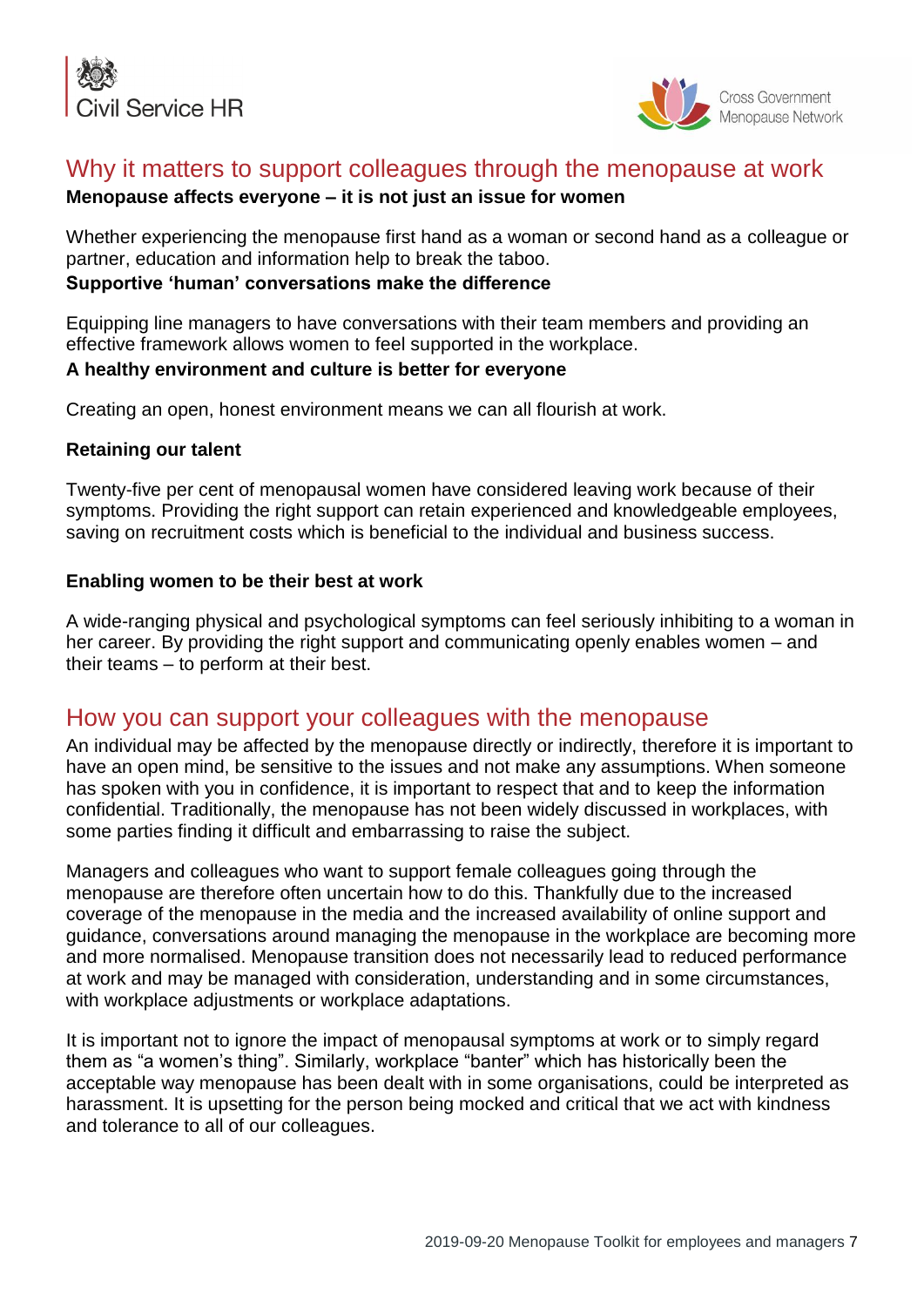## Why it matters to support colleagues through the menopause at work

**Menopause affects everyone – it is not just an issue for women**

Whether experiencing the menopause first hand as a woman or second hand as a colleague or partner, education and information help to break the taboo.

**Supportive 'human' conversations make the difference**

Equipping line managers to have conversations with their team members and providing an effective framework allows women to feel supported in the workplace.

**A healthy environment and culture is better for everyone**

Creating an open, honest environment means we can all flourish at work.

**Retaining our talent**

Twenty-five per cent of menopausal women have considered leaving work because of their symptoms. Providing the right support can retain experienced and knowledgeable employees, saving on recruitment costs which is beneficial to the individual and business success.

**Enabling women to be their best at work**

A wide-ranging physical and psychological symptoms can feel seriously inhibiting to a woman in her career. By providing the right support and communicating openly enables women – and their teams – to perform at their best.

## How you can support your colleagues with the menopause

An individual may be affected by the menopause directly or indirectly, therefore it is important to have an open mind, be sensitive to the issues and not make any assumptions. When someone has spoken with you in confidence, it is important to respect that and to keep the information confidential. Traditionally, the menopause has not been widely discussed in workplaces, with some parties finding it difficult and embarrassing to raise the subject.

Managers and colleagues who want to support female colleagues going through the menopause are therefore often uncertain how to do this. Thankfully due to the increased coverage of the menopause in the media and the increased availability of online support and guidance, conversations around managing the menopause in the workplace are becoming more and more normalised. Menopause transition does not necessarily lead to reduced performance at work and may be managed with consideration, understanding and in some circumstances, with workplace adjustments or workplace adaptations.

It is important not to ignore the impact of menopausal symptoms at work or to simply regard them as "a women's thing". Similarly, workplace "banter" which has historically been the acceptable way menopause has been dealt with in some organisations, could be interpreted as harassment. It is upsetting for the person being mocked and critical that we act with kindness and tolerance to all of our colleagues.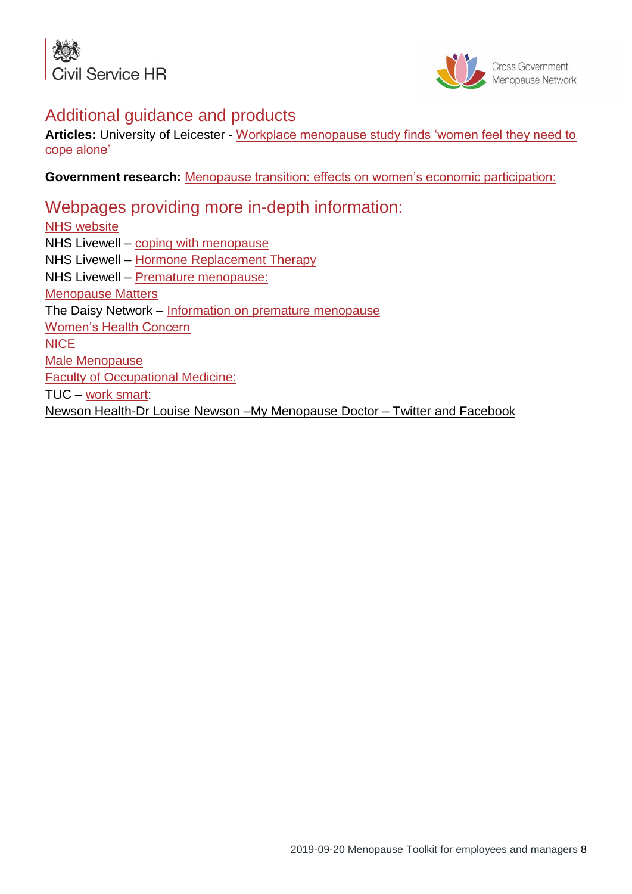## Additional guidance and products

**Articles:** University of Leicester - Workplace menopause study finds 'women feel they need to cope alone'

**Government research:** Menopause transition: effects on women's economic participation:

## Webpages providing more in-depth information:

NHS website
NHS Livewell – coping with menopause
NHS Livewell – Hormone Replacement Therapy
NHS Livewell – Premature menopause:
Menopause Matters
The Daisy Network – Information on premature menopause
Women's Health Concern
NICE
Male Menopause
Faculty of Occupational Medicine:
TUC – work smart:
Newson Health-Dr Louise Newson –My Menopause Doctor – Twitter and Facebook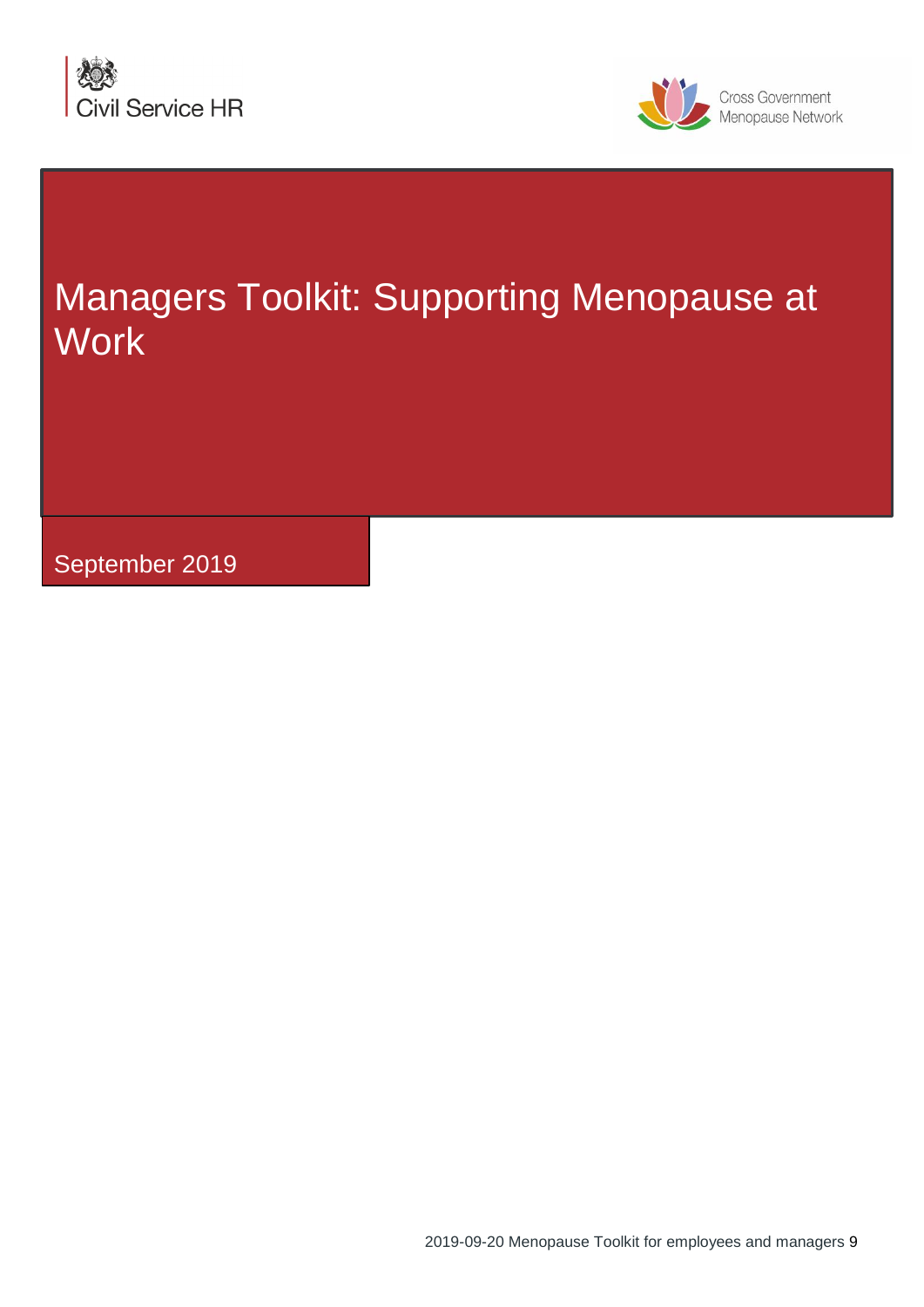Civil Service HR

Cross Government Menopause Network

# Managers Toolkit: Supporting Menopause at Work

September 2019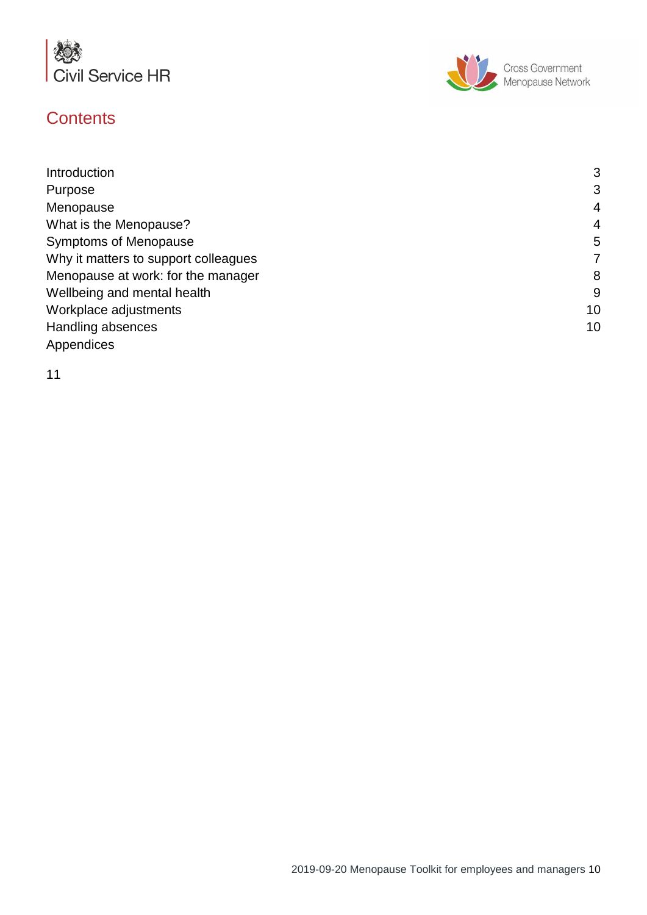## Contents

| | |
|---|---|
| Introduction | 3 |
| Purpose | 3 |
| Menopause | 4 |
| What is the Menopause? | 4 |
| Symptoms of Menopause | 5 |
| Why it matters to support colleagues | 7 |
| Menopause at work: for the manager | 8 |
| Wellbeing and mental health | 9 |
| Workplace adjustments | 10 |
| Handling absences | 10 |
| Appendices | 11 |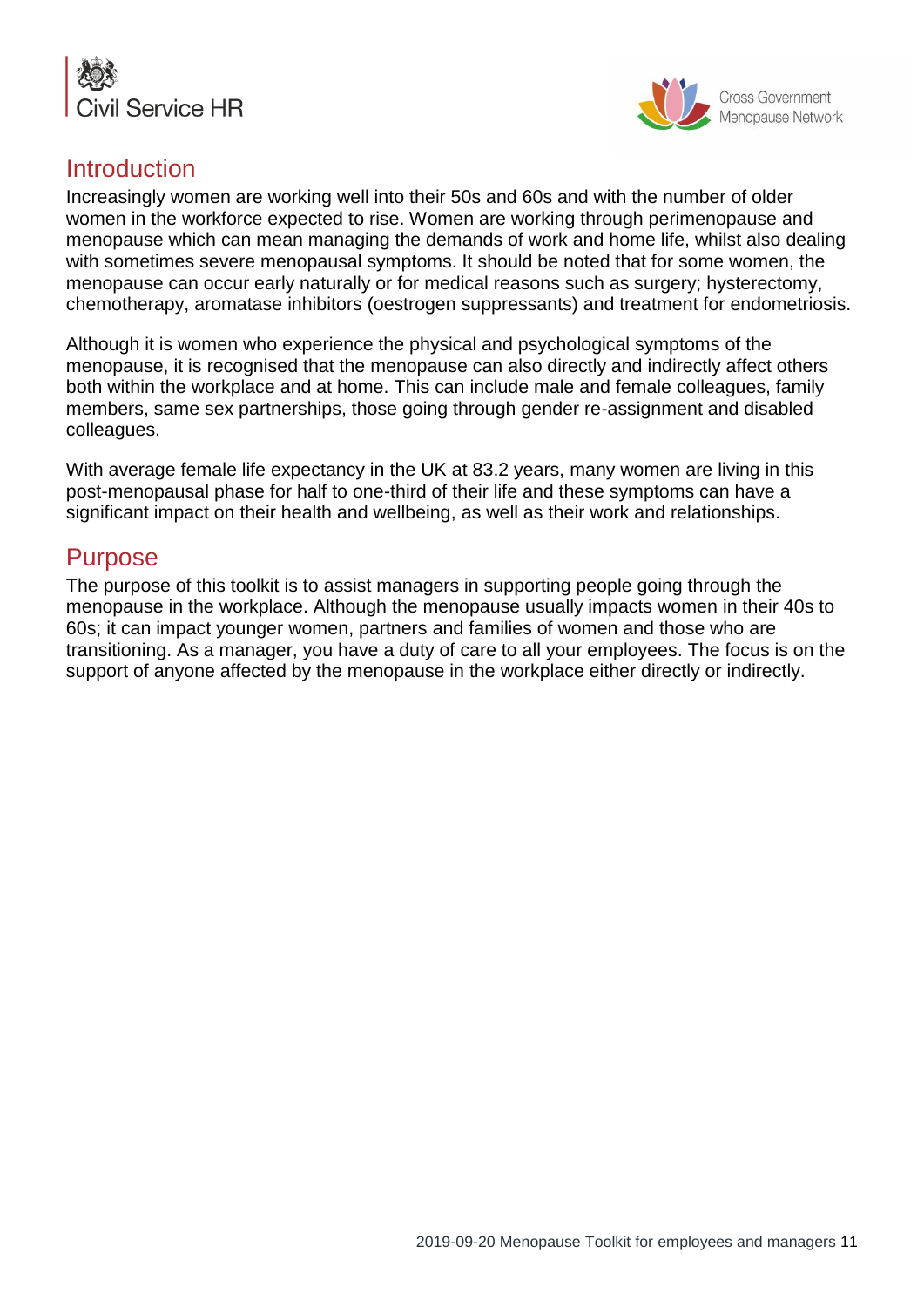## Introduction

Increasingly women are working well into their 50s and 60s and with the number of older women in the workforce expected to rise. Women are working through perimenopause and menopause which can mean managing the demands of work and home life, whilst also dealing with sometimes severe menopausal symptoms. It should be noted that for some women, the menopause can occur early naturally or for medical reasons such as surgery; hysterectomy, chemotherapy, aromatase inhibitors (oestrogen suppressants) and treatment for endometriosis.

Although it is women who experience the physical and psychological symptoms of the menopause, it is recognised that the menopause can also directly and indirectly affect others both within the workplace and at home. This can include male and female colleagues, family members, same sex partnerships, those going through gender re-assignment and disabled colleagues.

With average female life expectancy in the UK at 83.2 years, many women are living in this post-menopausal phase for half to one-third of their life and these symptoms can have a significant impact on their health and wellbeing, as well as their work and relationships.

## Purpose

The purpose of this toolkit is to assist managers in supporting people going through the menopause in the workplace. Although the menopause usually impacts women in their 40s to 60s; it can impact younger women, partners and families of women and those who are transitioning. As a manager, you have a duty of care to all your employees. The focus is on the support of anyone affected by the menopause in the workplace either directly or indirectly.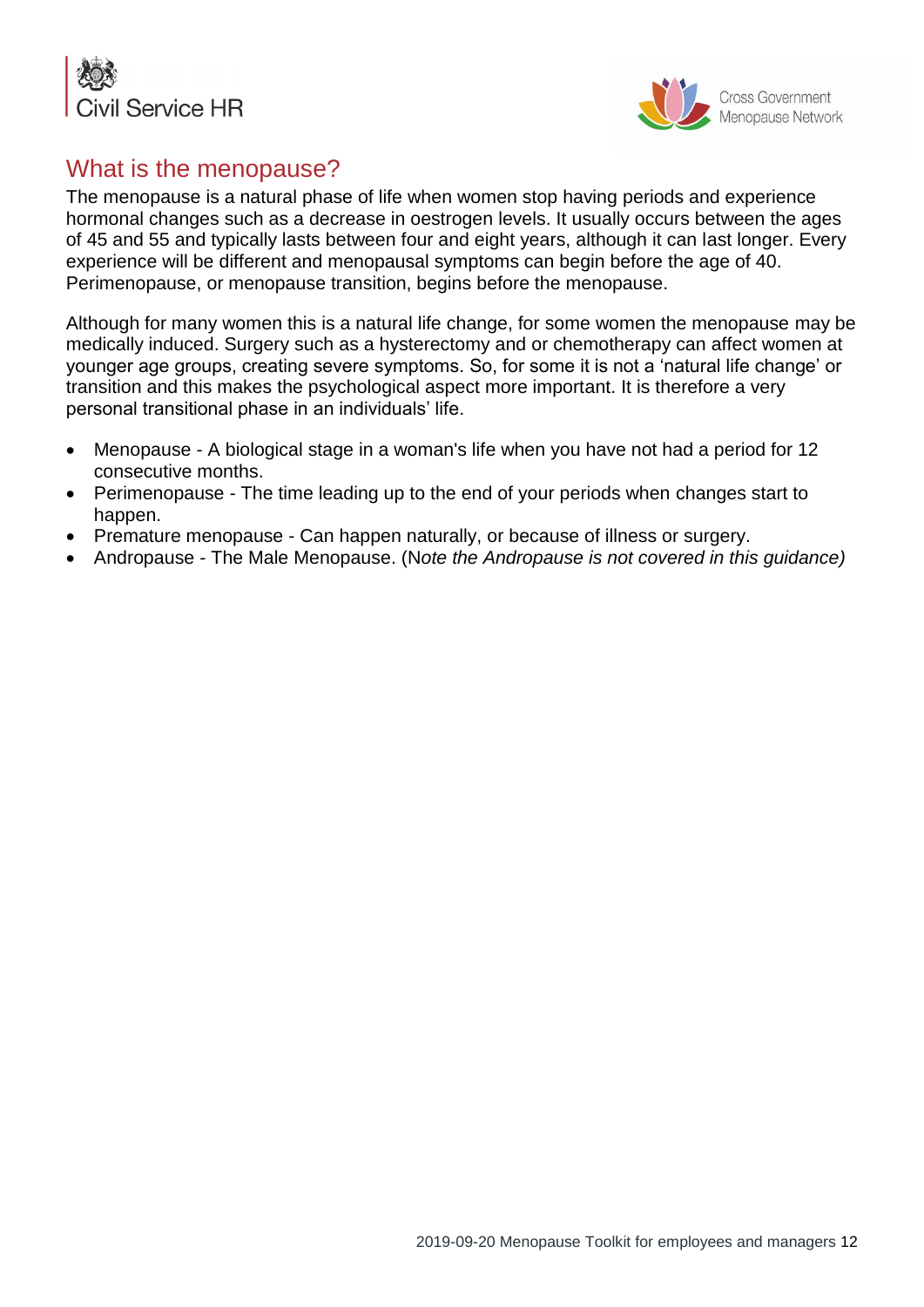## What is the menopause?

The menopause is a natural phase of life when women stop having periods and experience hormonal changes such as a decrease in oestrogen levels. It usually occurs between the ages of 45 and 55 and typically lasts between four and eight years, although it can last longer. Every experience will be different and menopausal symptoms can begin before the age of 40. Perimenopause, or menopause transition, begins before the menopause.

Although for many women this is a natural life change, for some women the menopause may be medically induced. Surgery such as a hysterectomy and or chemotherapy can affect women at younger age groups, creating severe symptoms. So, for some it is not a 'natural life change' or transition and this makes the psychological aspect more important. It is therefore a very personal transitional phase in an individuals' life.

- Menopause - A biological stage in a woman's life when you have not had a period for 12 consecutive months.
- Perimenopause - The time leading up to the end of your periods when changes start to happen.
- Premature menopause - Can happen naturally, or because of illness or surgery.
- Andropause - The Male Menopause. (N*ote the Andropause is not covered in this guidance)*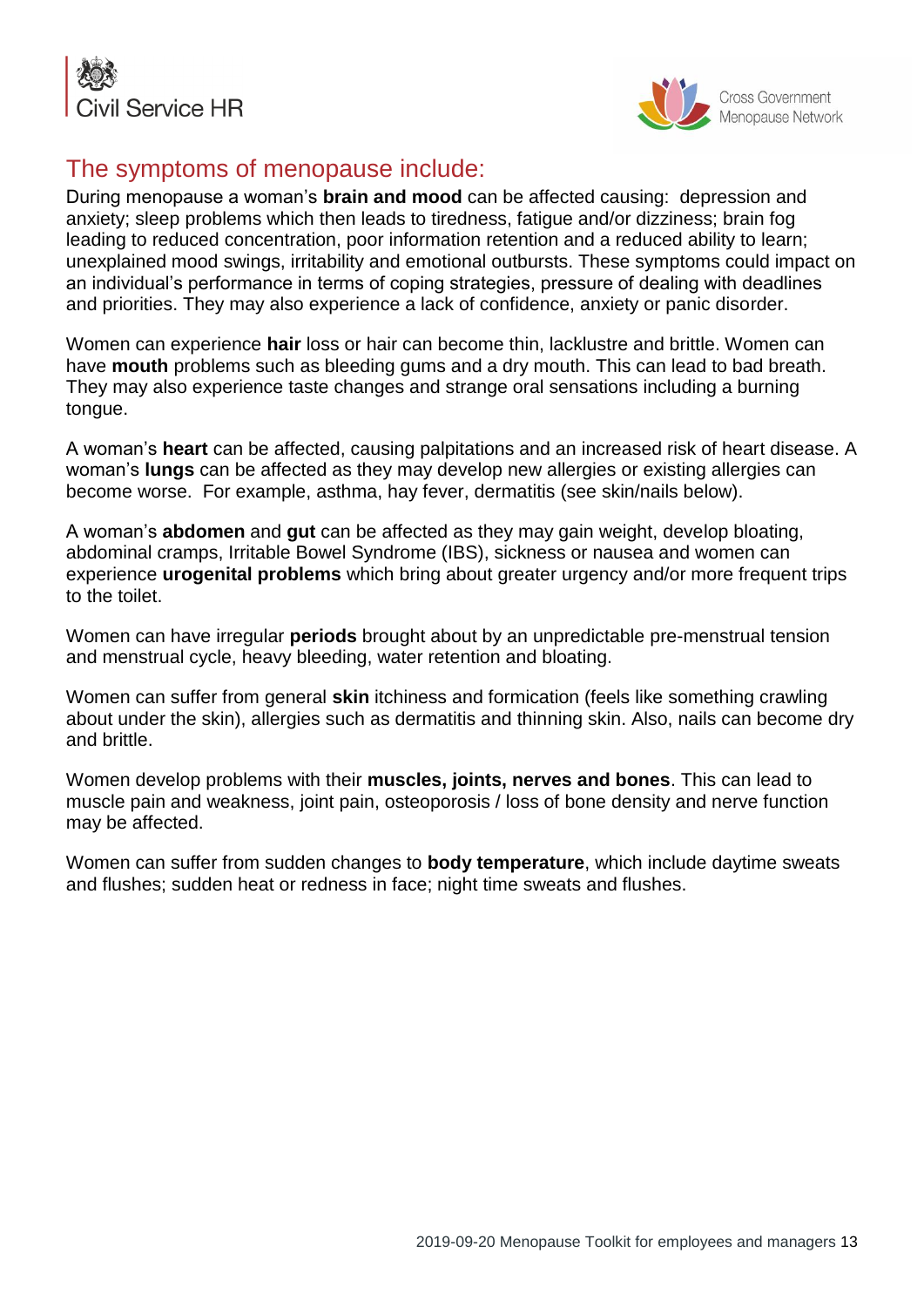## The symptoms of menopause include:

During menopause a woman's **brain and mood** can be affected causing: depression and anxiety; sleep problems which then leads to tiredness, fatigue and/or dizziness; brain fog leading to reduced concentration, poor information retention and a reduced ability to learn; unexplained mood swings, irritability and emotional outbursts. These symptoms could impact on an individual's performance in terms of coping strategies, pressure of dealing with deadlines and priorities. They may also experience a lack of confidence, anxiety or panic disorder.

Women can experience **hair** loss or hair can become thin, lacklustre and brittle. Women can have **mouth** problems such as bleeding gums and a dry mouth. This can lead to bad breath. They may also experience taste changes and strange oral sensations including a burning tongue.

A woman's **heart** can be affected, causing palpitations and an increased risk of heart disease. A woman's **lungs** can be affected as they may develop new allergies or existing allergies can become worse. For example, asthma, hay fever, dermatitis (see skin/nails below).

A woman's **abdomen** and **gut** can be affected as they may gain weight, develop bloating, abdominal cramps, Irritable Bowel Syndrome (IBS), sickness or nausea and women can experience **urogenital problems** which bring about greater urgency and/or more frequent trips to the toilet.

Women can have irregular **periods** brought about by an unpredictable pre-menstrual tension and menstrual cycle, heavy bleeding, water retention and bloating.

Women can suffer from general **skin** itchiness and formication (feels like something crawling about under the skin), allergies such as dermatitis and thinning skin. Also, nails can become dry and brittle.

Women develop problems with their **muscles, joints, nerves and bones**. This can lead to muscle pain and weakness, joint pain, osteoporosis / loss of bone density and nerve function may be affected.

Women can suffer from sudden changes to **body temperature**, which include daytime sweats and flushes; sudden heat or redness in face; night time sweats and flushes.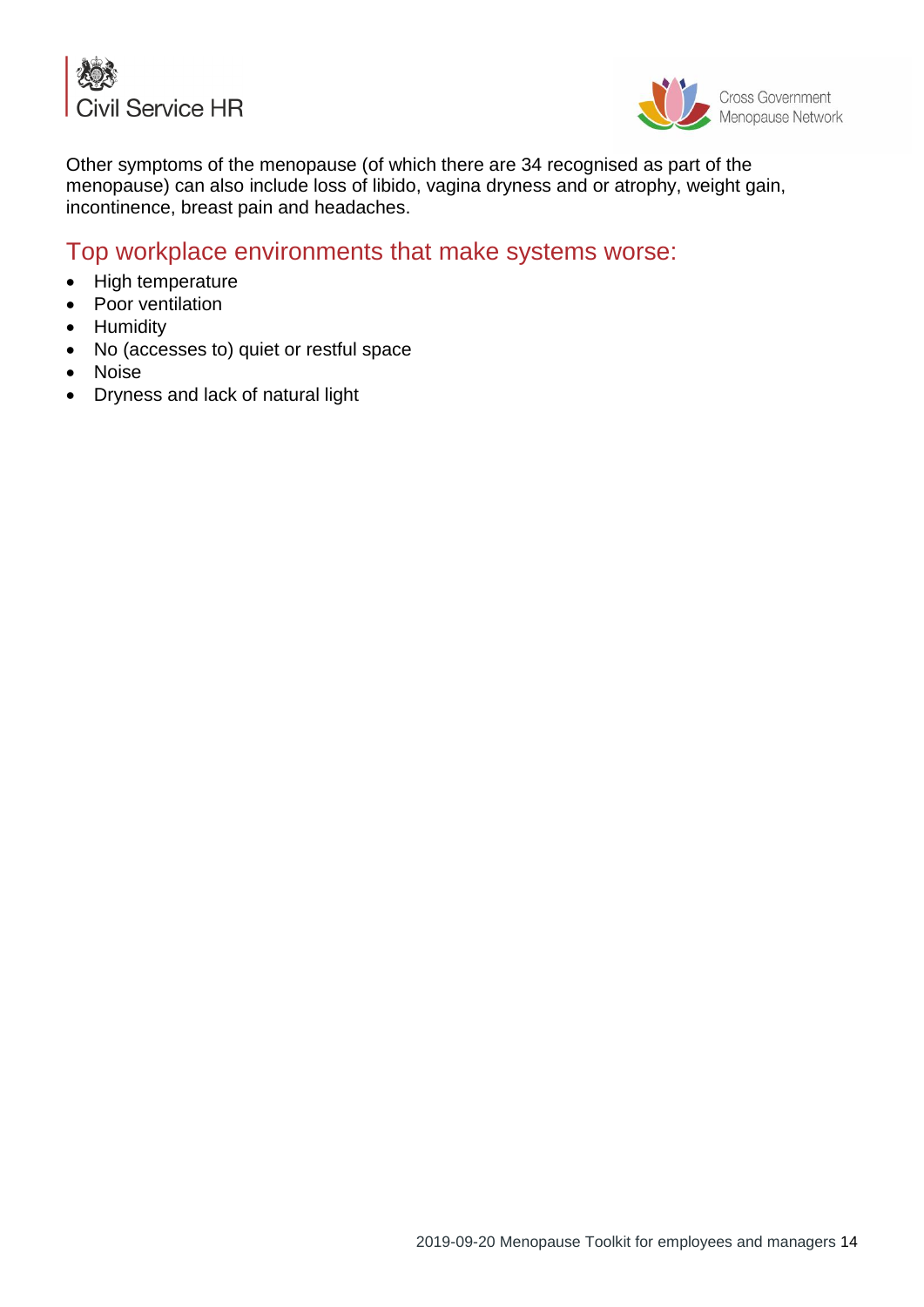Other symptoms of the menopause (of which there are 34 recognised as part of the menopause) can also include loss of libido, vagina dryness and or atrophy, weight gain, incontinence, breast pain and headaches.

## Top workplace environments that make systems worse:

- High temperature
- Poor ventilation
- Humidity
- No (accesses to) quiet or restful space
- Noise
- Dryness and lack of natural light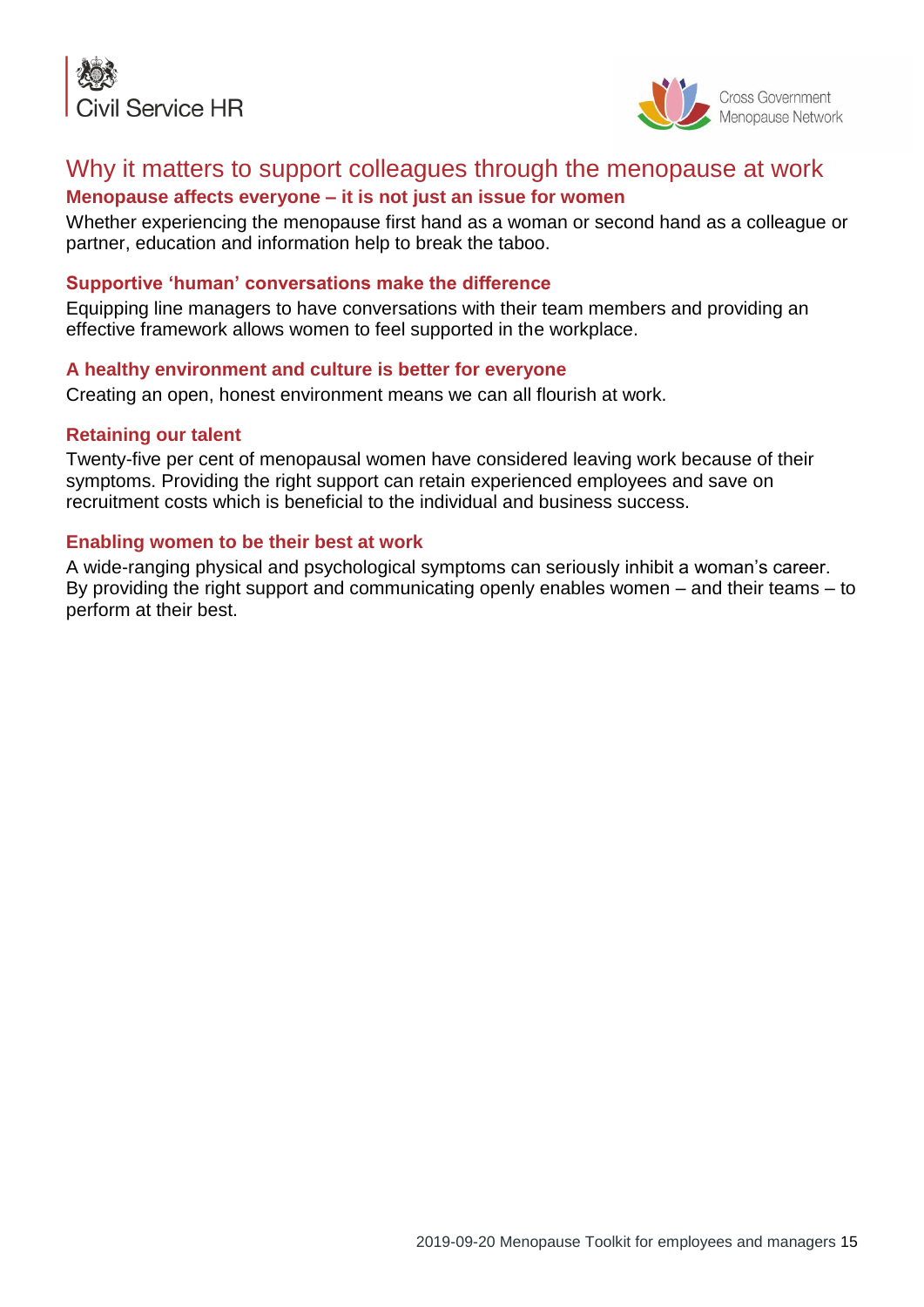# Why it matters to support colleagues through the menopause at work

### Menopause affects everyone – it is not just an issue for women

Whether experiencing the menopause first hand as a woman or second hand as a colleague or partner, education and information help to break the taboo.

### Supportive 'human' conversations make the difference

Equipping line managers to have conversations with their team members and providing an effective framework allows women to feel supported in the workplace.

### A healthy environment and culture is better for everyone

Creating an open, honest environment means we can all flourish at work.

### Retaining our talent

Twenty-five per cent of menopausal women have considered leaving work because of their symptoms. Providing the right support can retain experienced employees and save on recruitment costs which is beneficial to the individual and business success.

### Enabling women to be their best at work

A wide-ranging physical and psychological symptoms can seriously inhibit a woman's career. By providing the right support and communicating openly enables women – and their teams – to perform at their best.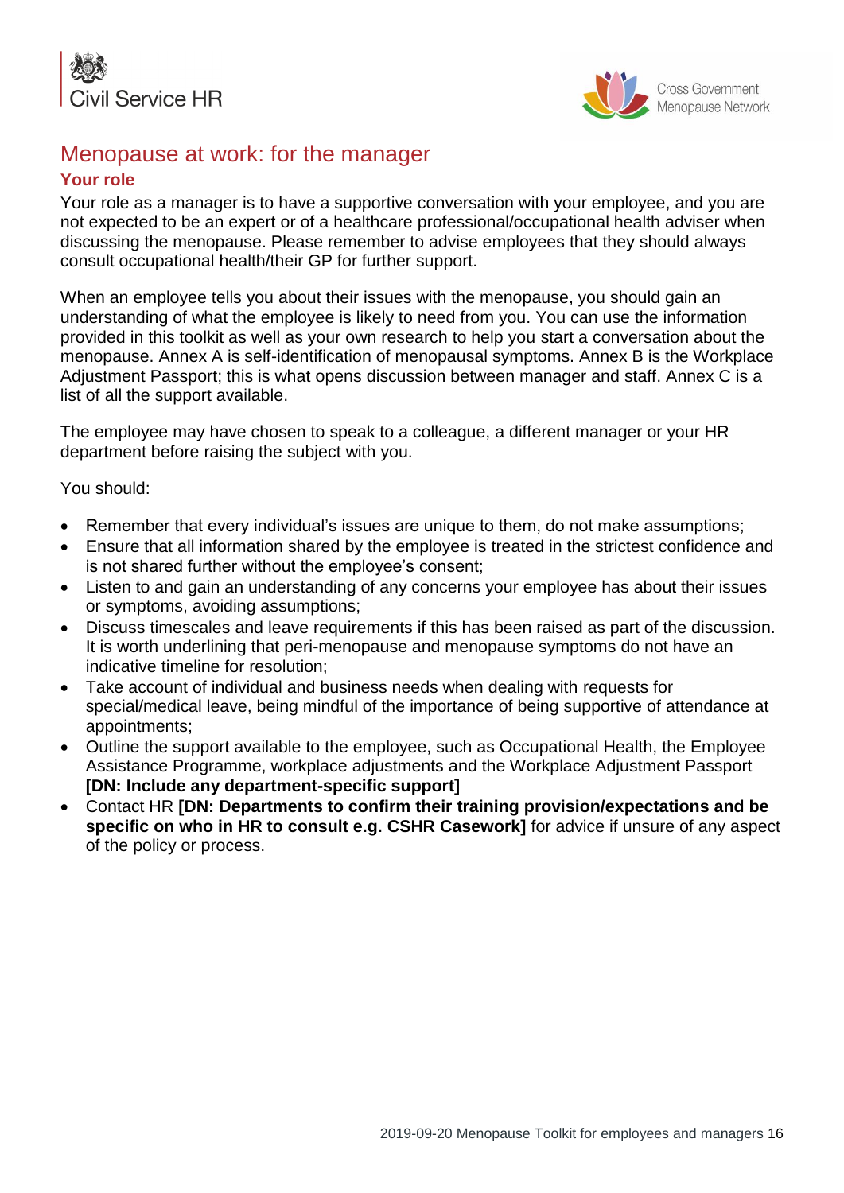# Menopause at work: for the manager

## Your role

Your role as a manager is to have a supportive conversation with your employee, and you are not expected to be an expert or of a healthcare professional/occupational health adviser when discussing the menopause. Please remember to advise employees that they should always consult occupational health/their GP for further support.

When an employee tells you about their issues with the menopause, you should gain an understanding of what the employee is likely to need from you. You can use the information provided in this toolkit as well as your own research to help you start a conversation about the menopause. Annex A is self-identification of menopausal symptoms. Annex B is the Workplace Adjustment Passport; this is what opens discussion between manager and staff. Annex C is a list of all the support available.

The employee may have chosen to speak to a colleague, a different manager or your HR department before raising the subject with you.

You should:

- Remember that every individual's issues are unique to them, do not make assumptions;
- Ensure that all information shared by the employee is treated in the strictest confidence and is not shared further without the employee's consent;
- Listen to and gain an understanding of any concerns your employee has about their issues or symptoms, avoiding assumptions;
- Discuss timescales and leave requirements if this has been raised as part of the discussion. It is worth underlining that peri-menopause and menopause symptoms do not have an indicative timeline for resolution;
- Take account of individual and business needs when dealing with requests for special/medical leave, being mindful of the importance of being supportive of attendance at appointments;
- Outline the support available to the employee, such as Occupational Health, the Employee Assistance Programme, workplace adjustments and the Workplace Adjustment Passport **[DN: Include any department-specific support]**
- Contact HR **[DN: Departments to confirm their training provision/expectations and be specific on who in HR to consult e.g. CSHR Casework]** for advice if unsure of any aspect of the policy or process.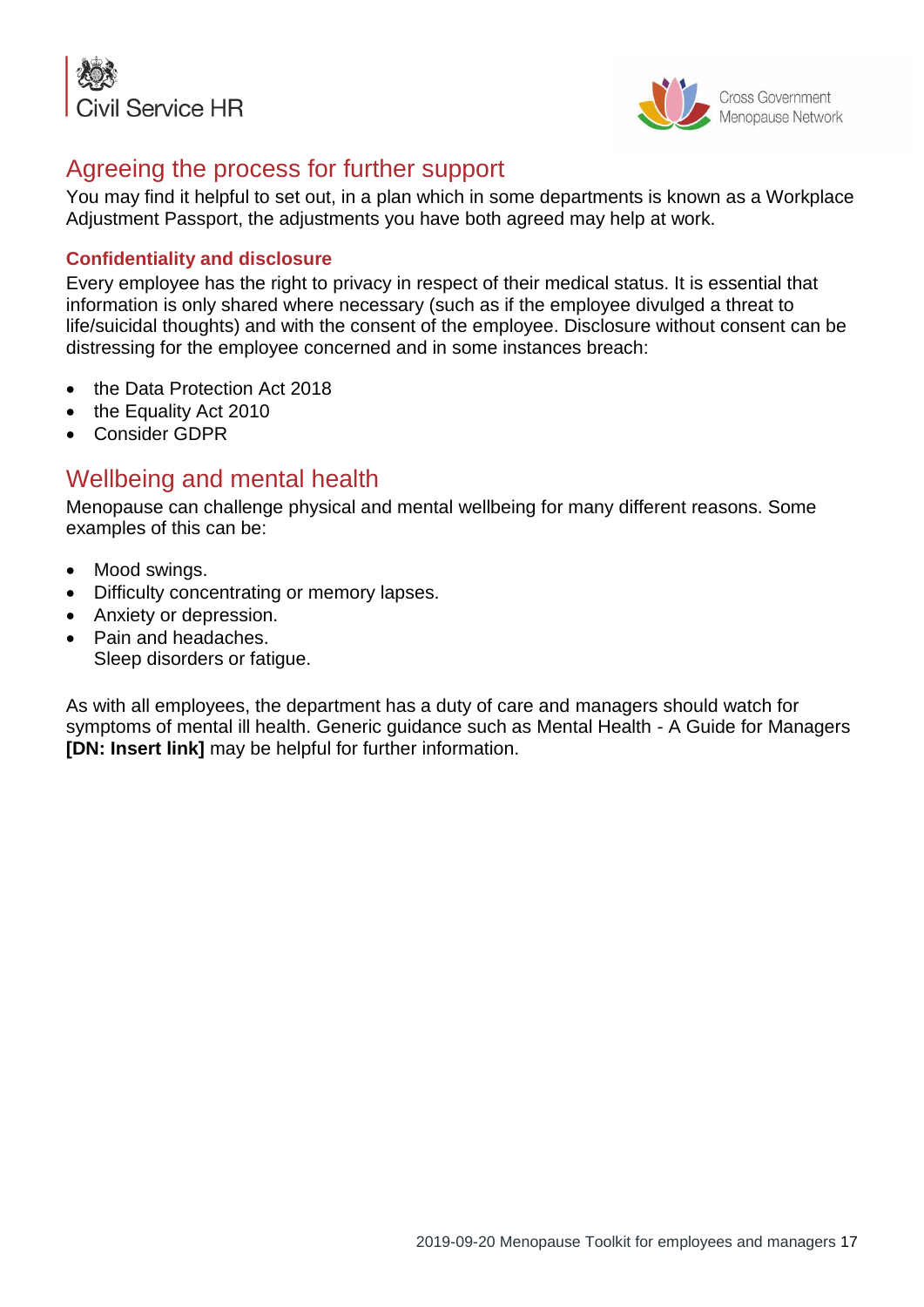## Agreeing the process for further support

You may find it helpful to set out, in a plan which in some departments is known as a Workplace Adjustment Passport, the adjustments you have both agreed may help at work.

### Confidentiality and disclosure

Every employee has the right to privacy in respect of their medical status. It is essential that information is only shared where necessary (such as if the employee divulged a threat to life/suicidal thoughts) and with the consent of the employee. Disclosure without consent can be distressing for the employee concerned and in some instances breach:

- the Data Protection Act 2018
- the Equality Act 2010
- Consider GDPR

## Wellbeing and mental health

Menopause can challenge physical and mental wellbeing for many different reasons. Some examples of this can be:

- Mood swings.
- Difficulty concentrating or memory lapses.
- Anxiety or depression.
- Pain and headaches.
  Sleep disorders or fatigue.

As with all employees, the department has a duty of care and managers should watch for symptoms of mental ill health. Generic guidance such as Mental Health - A Guide for Managers **[DN: Insert link]** may be helpful for further information.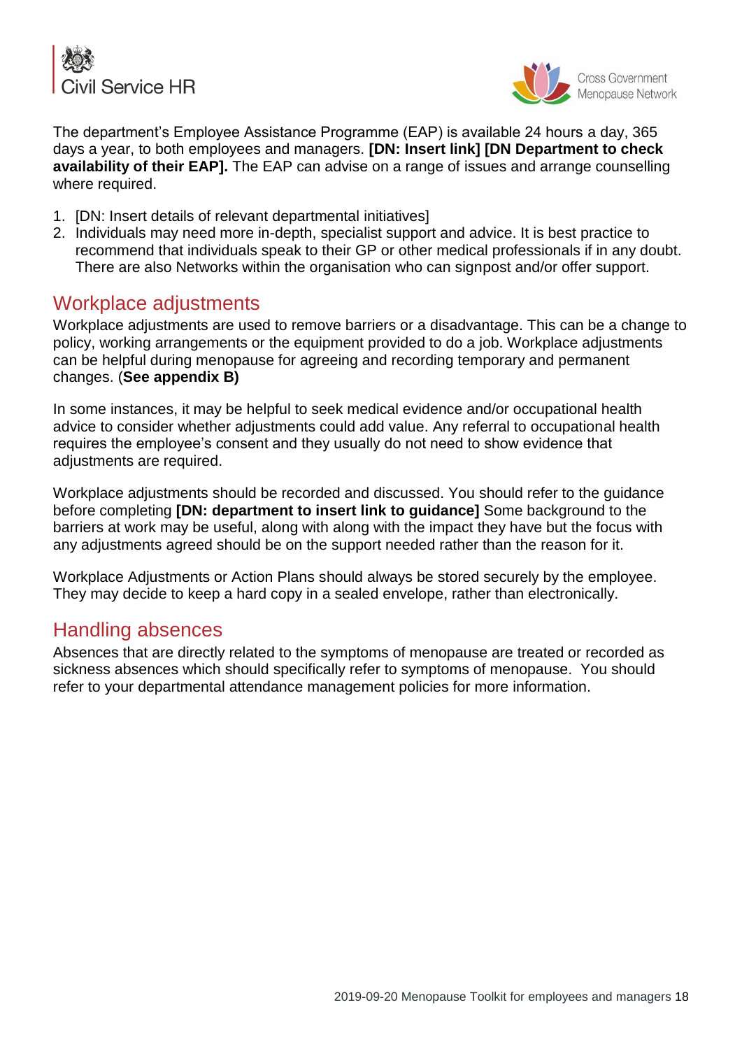The department's Employee Assistance Programme (EAP) is available 24 hours a day, 365 days a year, to both employees and managers. **[DN: Insert link] [DN Department to check availability of their EAP].** The EAP can advise on a range of issues and arrange counselling where required.

1. [DN: Insert details of relevant departmental initiatives]
2. Individuals may need more in-depth, specialist support and advice. It is best practice to recommend that individuals speak to their GP or other medical professionals if in any doubt. There are also Networks within the organisation who can signpost and/or offer support.

## Workplace adjustments

Workplace adjustments are used to remove barriers or a disadvantage. This can be a change to policy, working arrangements or the equipment provided to do a job. Workplace adjustments can be helpful during menopause for agreeing and recording temporary and permanent changes. (**See appendix B)**

In some instances, it may be helpful to seek medical evidence and/or occupational health advice to consider whether adjustments could add value. Any referral to occupational health requires the employee's consent and they usually do not need to show evidence that adjustments are required.

Workplace adjustments should be recorded and discussed. You should refer to the guidance before completing **[DN: department to insert link to guidance]** Some background to the barriers at work may be useful, along with along with the impact they have but the focus with any adjustments agreed should be on the support needed rather than the reason for it.

Workplace Adjustments or Action Plans should always be stored securely by the employee. They may decide to keep a hard copy in a sealed envelope, rather than electronically.

## Handling absences

Absences that are directly related to the symptoms of menopause are treated or recorded as sickness absences which should specifically refer to symptoms of menopause. You should refer to your departmental attendance management policies for more information.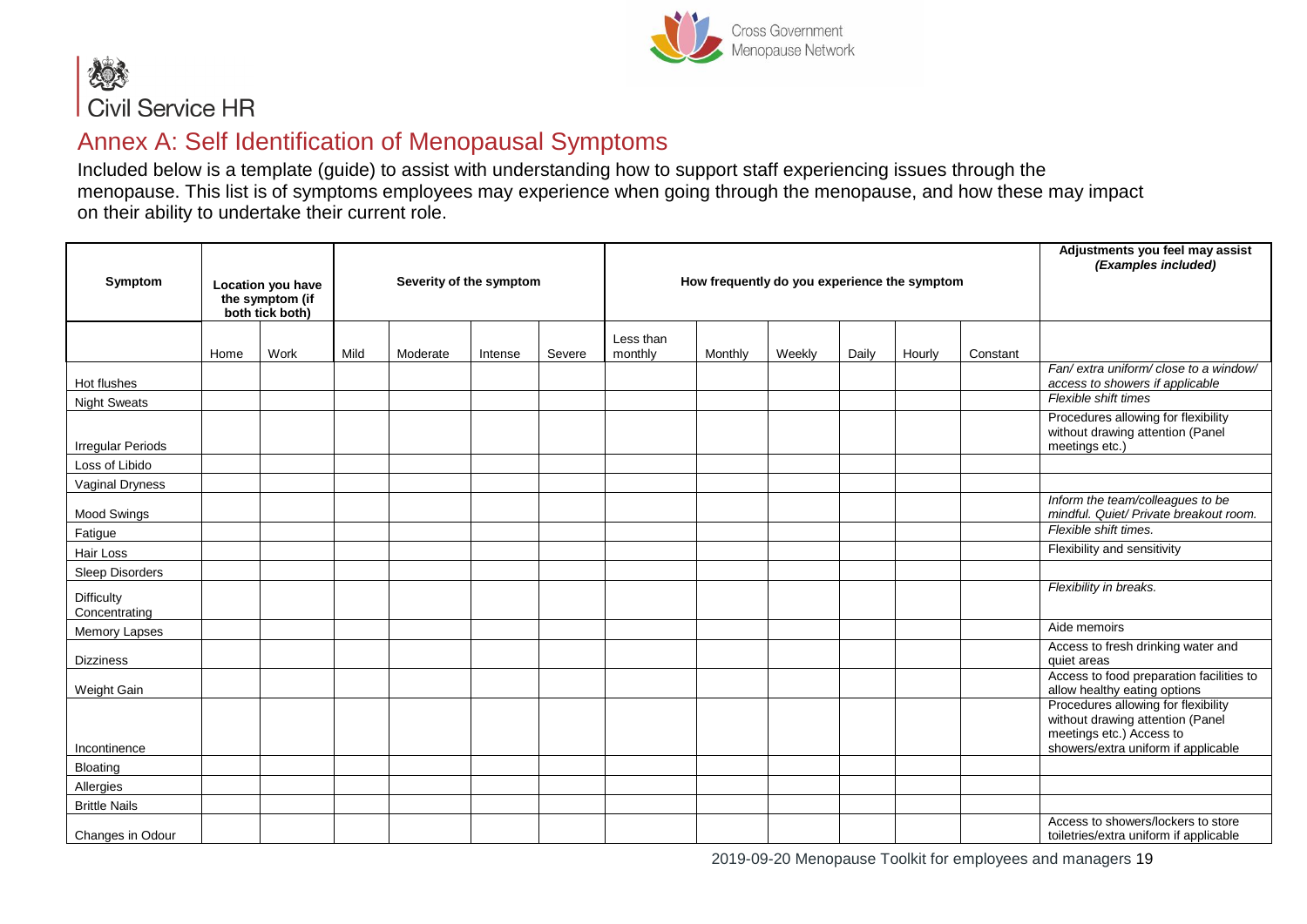Civil Service HR

Cross Government Menopause Network

## Annex A: Self Identification of Menopausal Symptoms

Included below is a template (guide) to assist with understanding how to support staff experiencing issues through the menopause. This list is of symptoms employees may experience when going through the menopause, and how these may impact on their ability to undertake their current role.

| **Symptom** | **Location you have the symptom (if both tick both)** | | **Severity of the symptom** | | | | **How frequently do you experience the symptom** | | | | | | **Adjustments you feel may assist *(Examples included)*** |
|---|---|---|---|---|---|---|---|---|---|---|---|---|---|
| | Home | Work | Mild | Moderate | Intense | Severe | Less than monthly | Monthly | Weekly | Daily | Hourly | Constant | |
| Hot flushes | | | | | | | | | | | | | *Fan/ extra uniform/ close to a window/ access to showers if applicable* |
| Night Sweats | | | | | | | | | | | | | *Flexible shift times* |
| Irregular Periods | | | | | | | | | | | | | Procedures allowing for flexibility without drawing attention (Panel meetings etc.) |
| Loss of Libido | | | | | | | | | | | | | |
| Vaginal Dryness | | | | | | | | | | | | | |
| Mood Swings | | | | | | | | | | | | | *Inform the team/colleagues to be mindful. Quiet/ Private breakout room.* |
| Fatigue | | | | | | | | | | | | | *Flexible shift times.* |
| Hair Loss | | | | | | | | | | | | | Flexibility and sensitivity |
| Sleep Disorders | | | | | | | | | | | | | |
| Difficulty Concentrating | | | | | | | | | | | | | *Flexibility in breaks.* |
| Memory Lapses | | | | | | | | | | | | | Aide memoirs |
| Dizziness | | | | | | | | | | | | | Access to fresh drinking water and quiet areas |
| Weight Gain | | | | | | | | | | | | | Access to food preparation facilities to allow healthy eating options |
| Incontinence | | | | | | | | | | | | | Procedures allowing for flexibility without drawing attention (Panel meetings etc.) Access to showers/extra uniform if applicable |
| Bloating | | | | | | | | | | | | | |
| Allergies | | | | | | | | | | | | | |
| Brittle Nails | | | | | | | | | | | | | |
| Changes in Odour | | | | | | | | | | | | | Access to showers/lockers to store toiletries/extra uniform if applicable |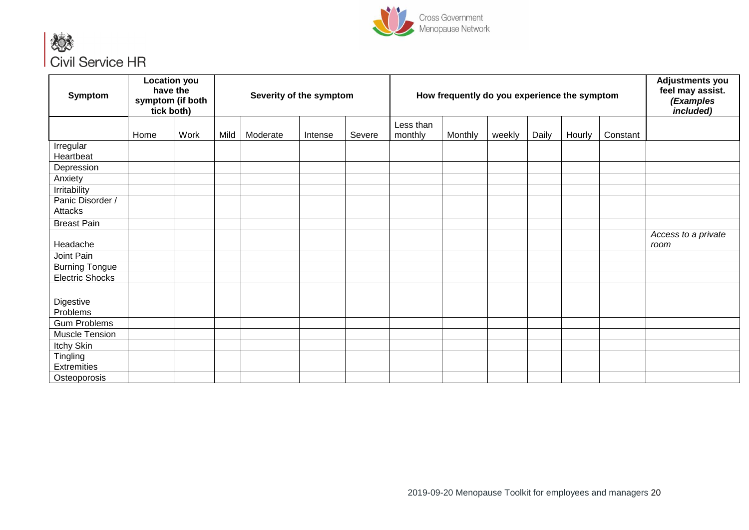| Symptom | Location you have the symptom (if both tick both) | | Severity of the symptom | | | | How frequently do you experience the symptom | | | | | | Adjustments you feel may assist. *(Examples included)* |
|---|---|---|---|---|---|---|---|---|---|---|---|---|---|
| | Home | Work | Mild | Moderate | Intense | Severe | Less than monthly | Monthly | weekly | Daily | Hourly | Constant | |
| Irregular Heartbeat | | | | | | | | | | | | | |
| Depression | | | | | | | | | | | | | |
| Anxiety | | | | | | | | | | | | | |
| Irritability | | | | | | | | | | | | | |
| Panic Disorder / Attacks | | | | | | | | | | | | | |
| Breast Pain | | | | | | | | | | | | | |
| Headache | | | | | | | | | | | | | *Access to a private room* |
| Joint Pain | | | | | | | | | | | | | |
| Burning Tongue | | | | | | | | | | | | | |
| Electric Shocks | | | | | | | | | | | | | |
| Digestive Problems | | | | | | | | | | | | | |
| Gum Problems | | | | | | | | | | | | | |
| Muscle Tension | | | | | | | | | | | | | |
| Itchy Skin | | | | | | | | | | | | | |
| Tingling Extremities | | | | | | | | | | | | | |
| Osteoporosis | | | | | | | | | | | | | |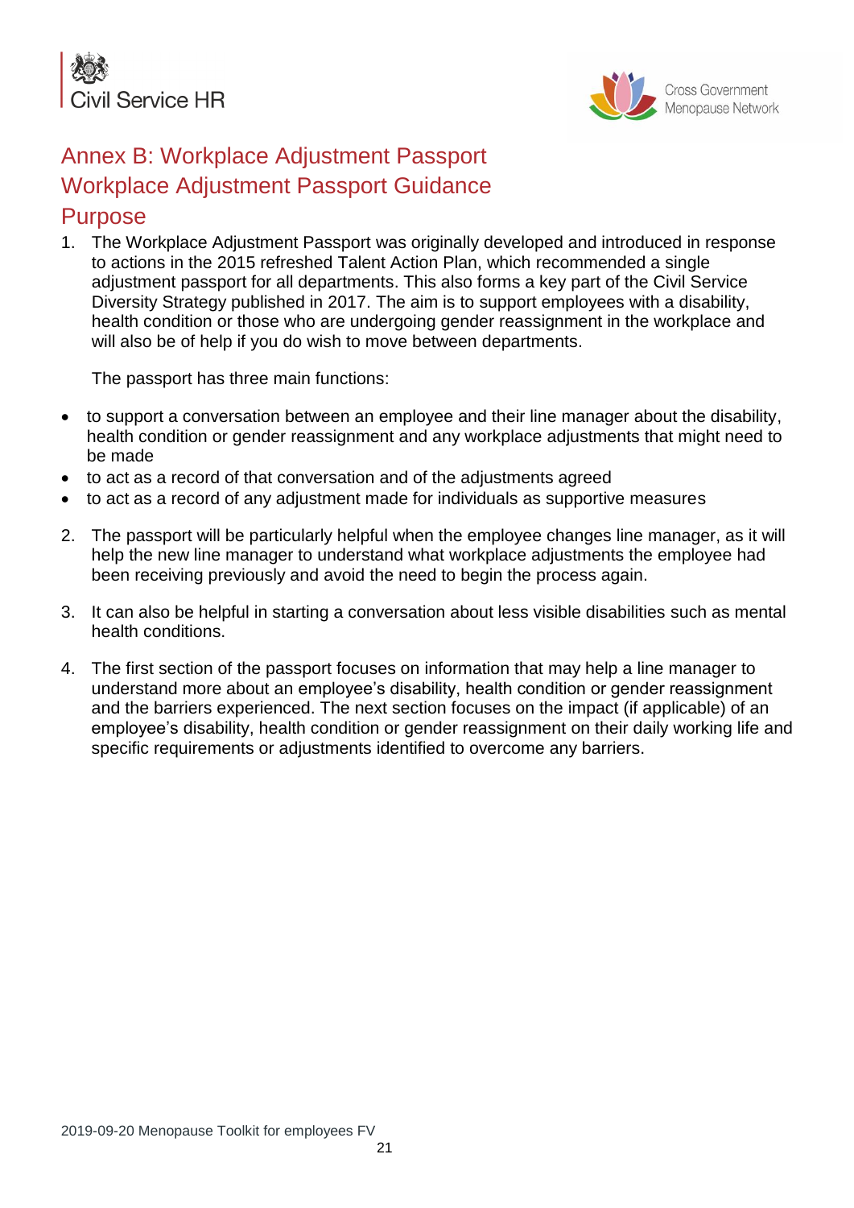# Annex B: Workplace Adjustment Passport

## Workplace Adjustment Passport Guidance

## Purpose

1. The Workplace Adjustment Passport was originally developed and introduced in response to actions in the 2015 refreshed Talent Action Plan, which recommended a single adjustment passport for all departments. This also forms a key part of the Civil Service Diversity Strategy published in 2017. The aim is to support employees with a disability, health condition or those who are undergoing gender reassignment in the workplace and will also be of help if you do wish to move between departments.

   The passport has three main functions:

- to support a conversation between an employee and their line manager about the disability, health condition or gender reassignment and any workplace adjustments that might need to be made
- to act as a record of that conversation and of the adjustments agreed
- to act as a record of any adjustment made for individuals as supportive measures

2. The passport will be particularly helpful when the employee changes line manager, as it will help the new line manager to understand what workplace adjustments the employee had been receiving previously and avoid the need to begin the process again.

3. It can also be helpful in starting a conversation about less visible disabilities such as mental health conditions.

4. The first section of the passport focuses on information that may help a line manager to understand more about an employee's disability, health condition or gender reassignment and the barriers experienced. The next section focuses on the impact (if applicable) of an employee's disability, health condition or gender reassignment on their daily working life and specific requirements or adjustments identified to overcome any barriers.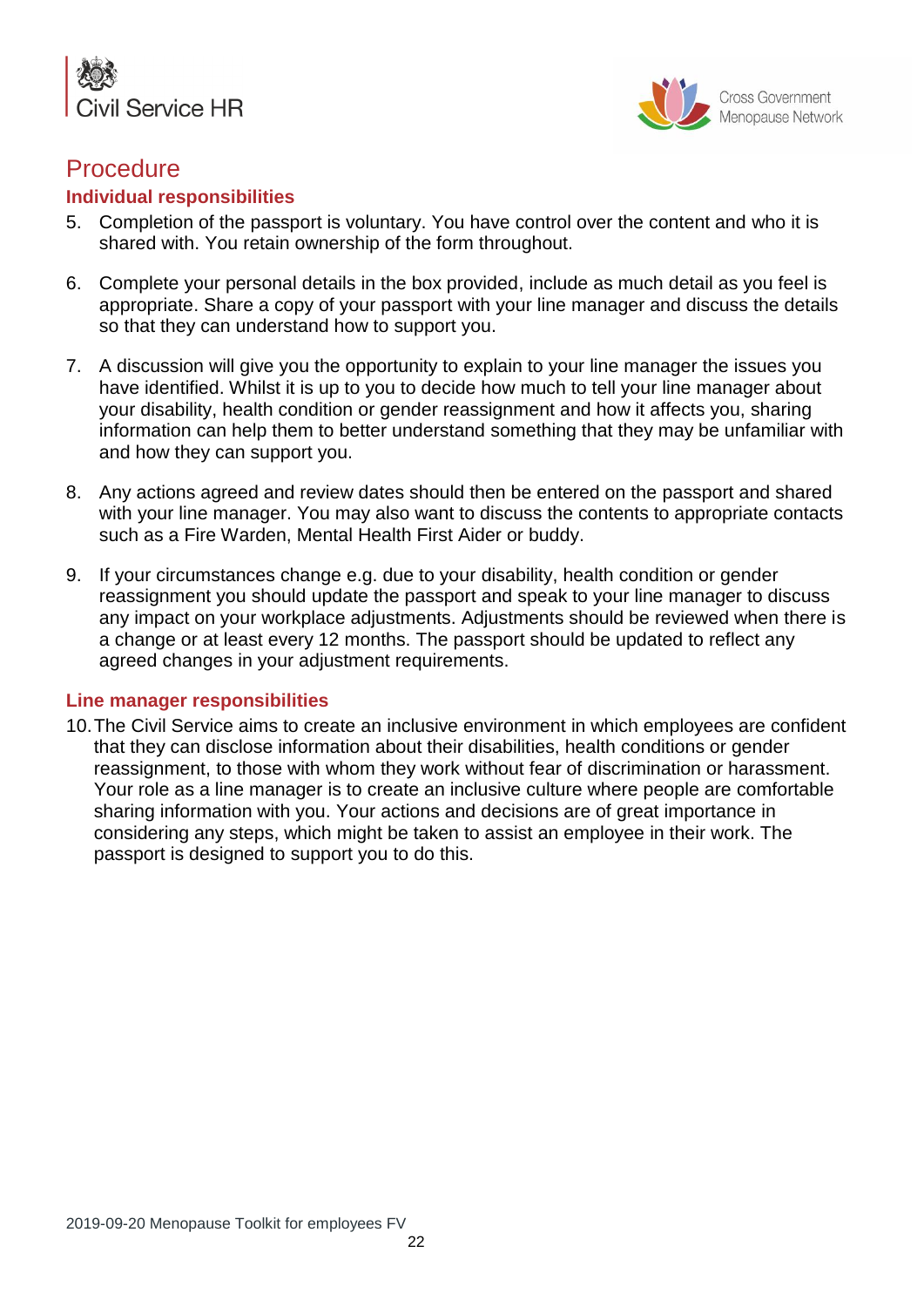## Procedure

### Individual responsibilities

5. Completion of the passport is voluntary. You have control over the content and who it is shared with. You retain ownership of the form throughout.

6. Complete your personal details in the box provided, include as much detail as you feel is appropriate. Share a copy of your passport with your line manager and discuss the details so that they can understand how to support you.

7. A discussion will give you the opportunity to explain to your line manager the issues you have identified. Whilst it is up to you to decide how much to tell your line manager about your disability, health condition or gender reassignment and how it affects you, sharing information can help them to better understand something that they may be unfamiliar with and how they can support you.

8. Any actions agreed and review dates should then be entered on the passport and shared with your line manager. You may also want to discuss the contents to appropriate contacts such as a Fire Warden, Mental Health First Aider or buddy.

9. If your circumstances change e.g. due to your disability, health condition or gender reassignment you should update the passport and speak to your line manager to discuss any impact on your workplace adjustments. Adjustments should be reviewed when there is a change or at least every 12 months. The passport should be updated to reflect any agreed changes in your adjustment requirements.

### Line manager responsibilities

10. The Civil Service aims to create an inclusive environment in which employees are confident that they can disclose information about their disabilities, health conditions or gender reassignment, to those with whom they work without fear of discrimination or harassment. Your role as a line manager is to create an inclusive culture where people are comfortable sharing information with you. Your actions and decisions are of great importance in considering any steps, which might be taken to assist an employee in their work. The passport is designed to support you to do this.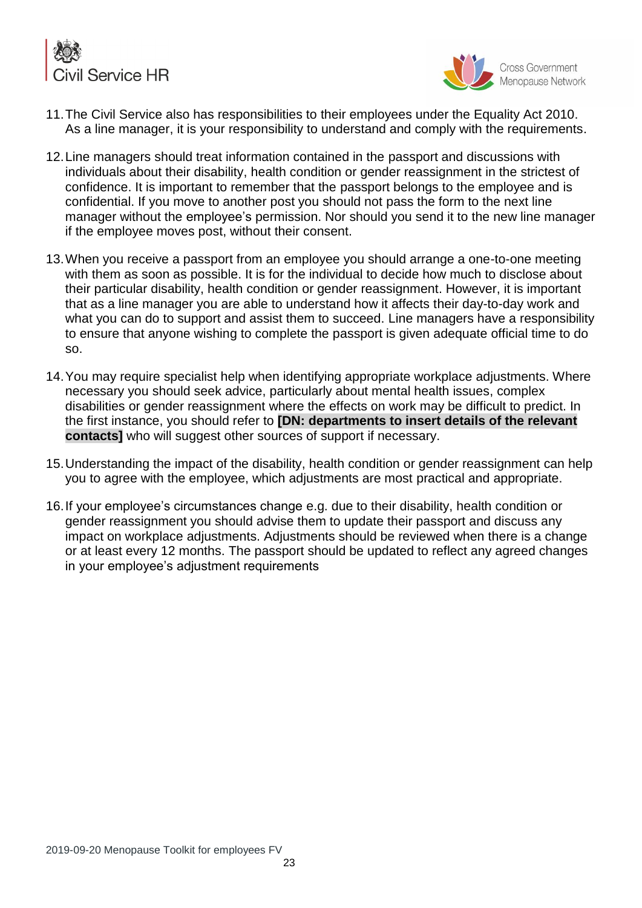11. The Civil Service also has responsibilities to their employees under the Equality Act 2010. As a line manager, it is your responsibility to understand and comply with the requirements.

12. Line managers should treat information contained in the passport and discussions with individuals about their disability, health condition or gender reassignment in the strictest of confidence. It is important to remember that the passport belongs to the employee and is confidential. If you move to another post you should not pass the form to the next line manager without the employee's permission. Nor should you send it to the new line manager if the employee moves post, without their consent.

13. When you receive a passport from an employee you should arrange a one-to-one meeting with them as soon as possible. It is for the individual to decide how much to disclose about their particular disability, health condition or gender reassignment. However, it is important that as a line manager you are able to understand how it affects their day-to-day work and what you can do to support and assist them to succeed. Line managers have a responsibility to ensure that anyone wishing to complete the passport is given adequate official time to do so.

14. You may require specialist help when identifying appropriate workplace adjustments. Where necessary you should seek advice, particularly about mental health issues, complex disabilities or gender reassignment where the effects on work may be difficult to predict. In the first instance, you should refer to **[DN: departments to insert details of the relevant contacts]** who will suggest other sources of support if necessary.

15. Understanding the impact of the disability, health condition or gender reassignment can help you to agree with the employee, which adjustments are most practical and appropriate.

16. If your employee's circumstances change e.g. due to their disability, health condition or gender reassignment you should advise them to update their passport and discuss any impact on workplace adjustments. Adjustments should be reviewed when there is a change or at least every 12 months. The passport should be updated to reflect any agreed changes in your employee's adjustment requirements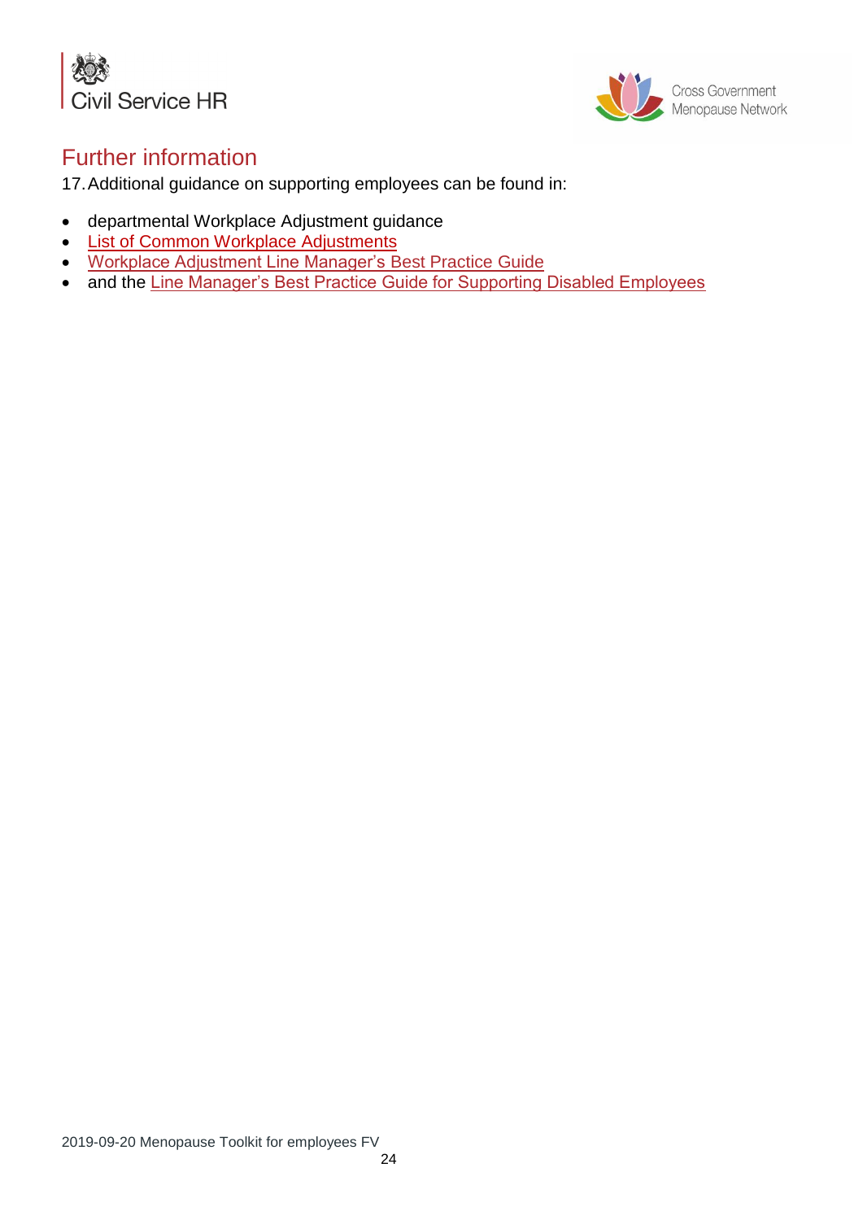## Further information

17. Additional guidance on supporting employees can be found in:

- departmental Workplace Adjustment guidance
- List of Common Workplace Adjustments
- Workplace Adjustment Line Manager's Best Practice Guide
- and the Line Manager's Best Practice Guide for Supporting Disabled Employees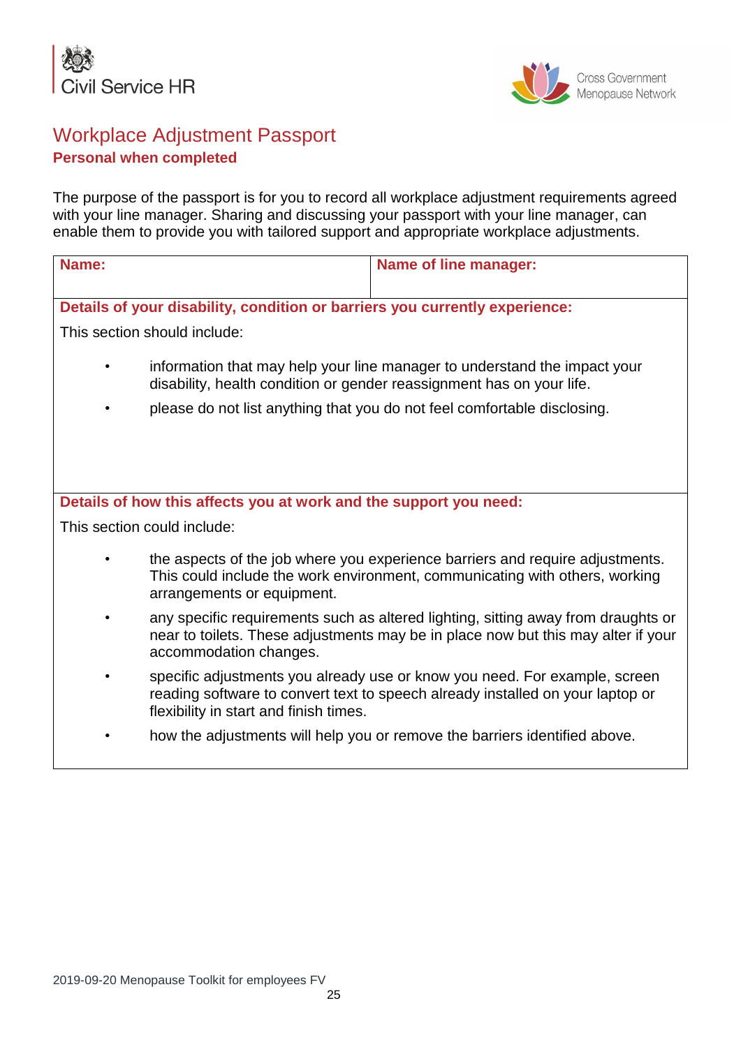Civil Service HR

Cross Government Menopause Network

# Workplace Adjustment Passport

**Personal when completed**

The purpose of the passport is for you to record all workplace adjustment requirements agreed with your line manager. Sharing and discussing your passport with your line manager, can enable them to provide you with tailored support and appropriate workplace adjustments.

| **Name:** | **Name of line manager:** |
|---|---|
| **Details of your disability, condition or barriers you currently experience:**<br><br>This section should include:<br><br>• information that may help your line manager to understand the impact your disability, health condition or gender reassignment has on your life.<br>• please do not list anything that you do not feel comfortable disclosing. | |
| **Details of how this affects you at work and the support you need:**<br><br>This section could include:<br><br>• the aspects of the job where you experience barriers and require adjustments. This could include the work environment, communicating with others, working arrangements or equipment.<br>• any specific requirements such as altered lighting, sitting away from draughts or near to toilets. These adjustments may be in place now but this may alter if your accommodation changes.<br>• specific adjustments you already use or know you need. For example, screen reading software to convert text to speech already installed on your laptop or flexibility in start and finish times.<br>• how the adjustments will help you or remove the barriers identified above. | |

2019-09-20 Menopause Toolkit for employees FV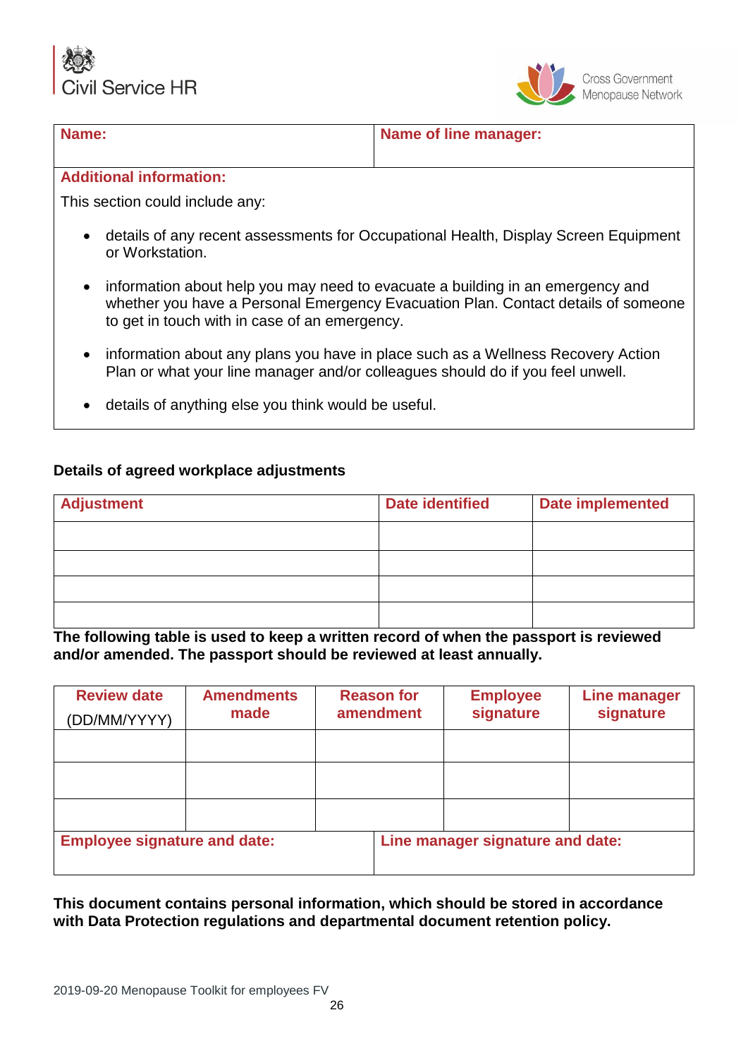| **Name:** | **Name of line manager:** |
|---|---|

**Additional information:**

This section could include any:

- details of any recent assessments for Occupational Health, Display Screen Equipment or Workstation.
- information about help you may need to evacuate a building in an emergency and whether you have a Personal Emergency Evacuation Plan. Contact details of someone to get in touch with in case of an emergency.
- information about any plans you have in place such as a Wellness Recovery Action Plan or what your line manager and/or colleagues should do if you feel unwell.
- details of anything else you think would be useful.

**Details of agreed workplace adjustments**

| Adjustment | Date identified | Date implemented |
|---|---|---|
| | | |
| | | |
| | | |
| | | |

**The following table is used to keep a written record of when the passport is reviewed and/or amended. The passport should be reviewed at least annually.**

| Review date (DD/MM/YYYY) | Amendments made | Reason for amendment | Employee signature | Line manager signature |
|---|---|---|---|---|
| | | | | |
| | | | | |
| | | | | |

| **Employee signature and date:** | **Line manager signature and date:** |
|---|---|

**This document contains personal information, which should be stored in accordance with Data Protection regulations and departmental document retention policy.**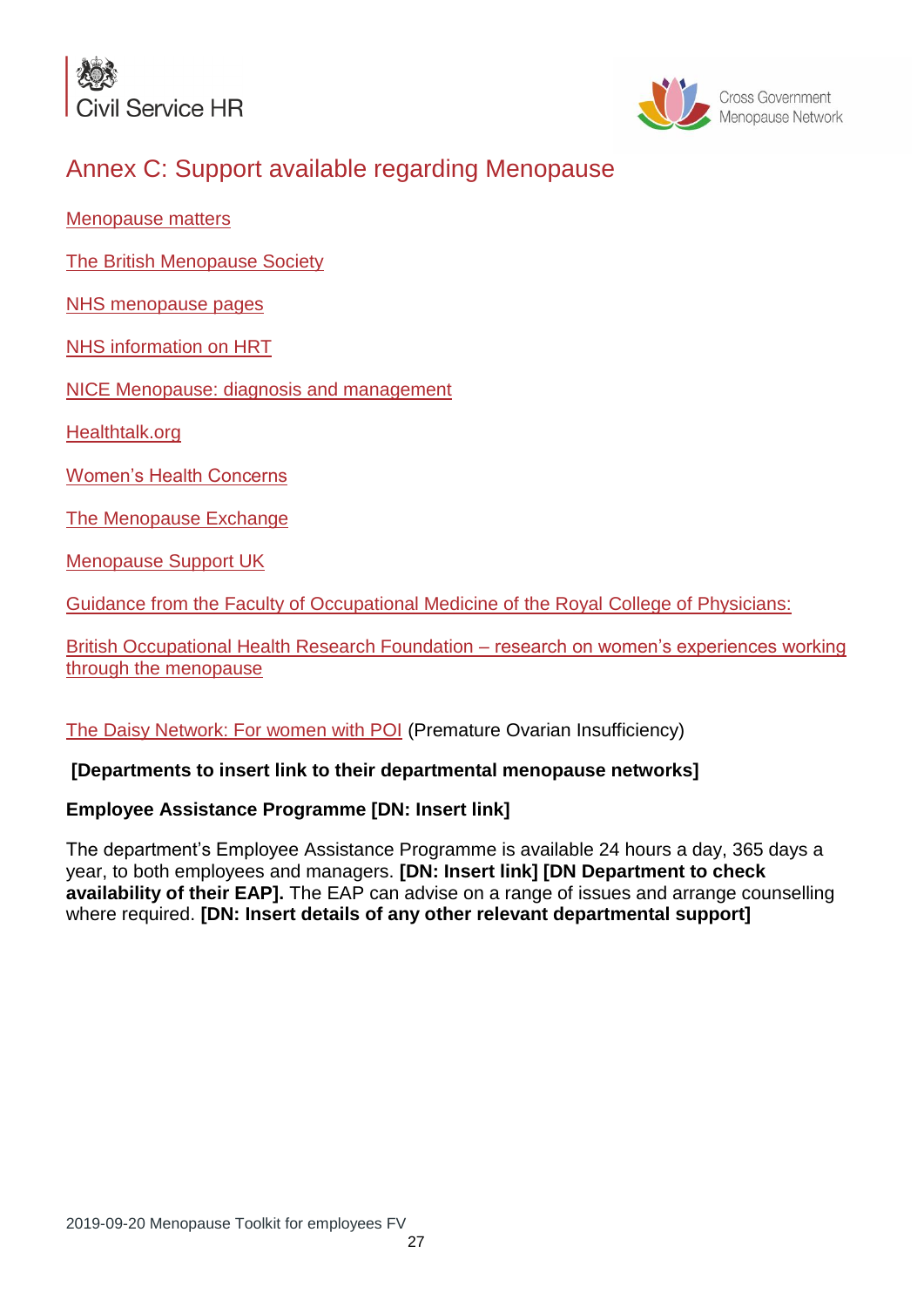# Annex C: Support available regarding Menopause

Menopause matters

The British Menopause Society

NHS menopause pages

NHS information on HRT

NICE Menopause: diagnosis and management

Healthtalk.org

Women's Health Concerns

The Menopause Exchange

Menopause Support UK

Guidance from the Faculty of Occupational Medicine of the Royal College of Physicians:

British Occupational Health Research Foundation – research on women's experiences working through the menopause

The Daisy Network: For women with POI (Premature Ovarian Insufficiency)

**[Departments to insert link to their departmental menopause networks]**

**Employee Assistance Programme [DN: Insert link]**

The department's Employee Assistance Programme is available 24 hours a day, 365 days a year, to both employees and managers. **[DN: Insert link] [DN Department to check availability of their EAP].** The EAP can advise on a range of issues and arrange counselling where required. **[DN: Insert details of any other relevant departmental support]**